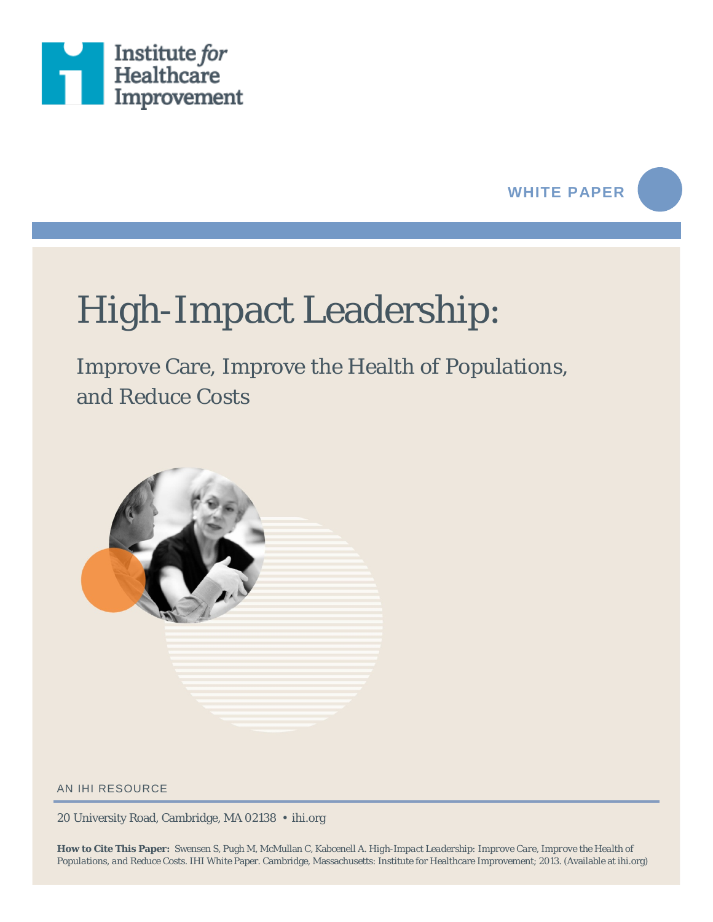Institute for Healthcare Improvement

WHITE PAPER

# High-Impact Leadership:

## Improve Care, Improve the Health of Populations, and Reduce Costs

AN IHI RESOURCE

20 University Road, Cambridge, MA 02138 • ihi.org

**How to Cite This Paper:** Swensen S, Pugh M, McMullan C, Kabcenell A. High-Impact Leadership: Improve Care, Improve the Health of Populations, and Reduce Costs. IHI White Paper. Cambridge, Massachusetts: Institute for Healthcare Improvement; 2013. (Available at ihi.org)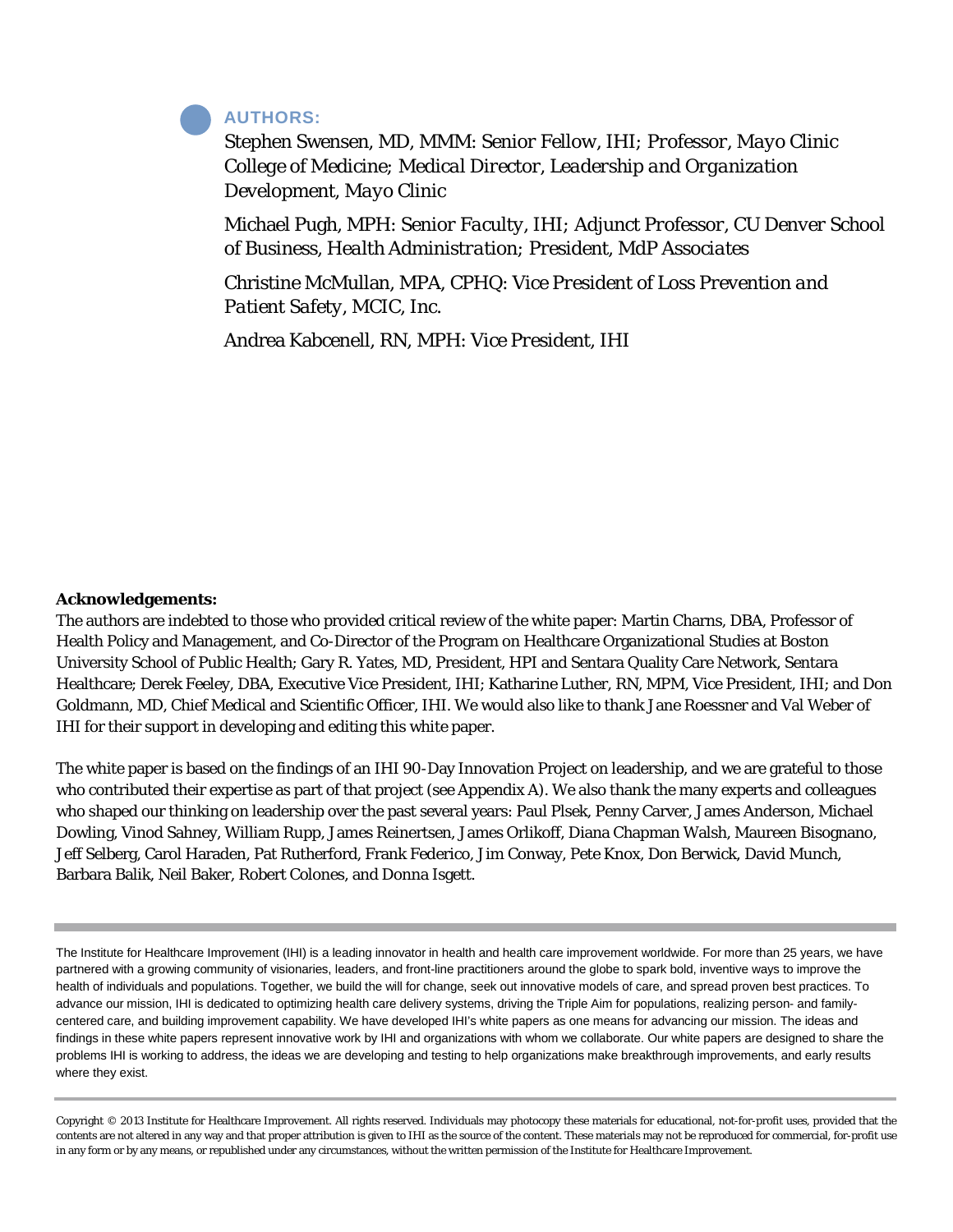## AUTHORS:

Stephen Swensen, MD, MMM: *Senior Fellow, IHI; Professor, Mayo Clinic College of Medicine; Medical Director, Leadership and Organization Development, Mayo Clinic*

Michael Pugh, MPH: *Senior Faculty, IHI; Adjunct Professor, CU Denver School of Business, Health Administration; President, MdP Associates*

Christine McMullan, MPA, CPHQ: *Vice President of Loss Prevention and Patient Safety, MCIC, Inc.*

Andrea Kabcenell, RN, MPH: *Vice President, IHI*

**Acknowledgements:**

The authors are indebted to those who provided critical review of the white paper: Martin Charns, DBA, Professor of Health Policy and Management, and Co-Director of the Program on Healthcare Organizational Studies at Boston University School of Public Health; Gary R. Yates, MD, President, HPI and Sentara Quality Care Network, Sentara Healthcare; Derek Feeley, DBA, Executive Vice President, IHI; Katharine Luther, RN, MPM, Vice President, IHI; and Don Goldmann, MD, Chief Medical and Scientific Officer, IHI. We would also like to thank Jane Roessner and Val Weber of IHI for their support in developing and editing this white paper.

The white paper is based on the findings of an IHI 90-Day Innovation Project on leadership, and we are grateful to those who contributed their expertise as part of that project (see Appendix A). We also thank the many experts and colleagues who shaped our thinking on leadership over the past several years: Paul Plsek, Penny Carver, James Anderson, Michael Dowling, Vinod Sahney, William Rupp, James Reinertsen, James Orlikoff, Diana Chapman Walsh, Maureen Bisognano, Jeff Selberg, Carol Haraden, Pat Rutherford, Frank Federico, Jim Conway, Pete Knox, Don Berwick, David Munch, Barbara Balik, Neil Baker, Robert Colones, and Donna Isgett.

---

The Institute for Healthcare Improvement (IHI) is a leading innovator in health and health care improvement worldwide. For more than 25 years, we have partnered with a growing community of visionaries, leaders, and front-line practitioners around the globe to spark bold, inventive ways to improve the health of individuals and populations. Together, we build the will for change, seek out innovative models of care, and spread proven best practices. To advance our mission, IHI is dedicated to optimizing health care delivery systems, driving the Triple Aim for populations, realizing person- and family-centered care, and building improvement capability. We have developed IHI's white papers as one means for advancing our mission. The ideas and findings in these white papers represent innovative work by IHI and organizations with whom we collaborate. Our white papers are designed to share the problems IHI is working to address, the ideas we are developing and testing to help organizations make breakthrough improvements, and early results where they exist.

---

Copyright © 2013 Institute for Healthcare Improvement. All rights reserved. Individuals may photocopy these materials for educational, not-for-profit uses, provided that the contents are not altered in any way and that proper attribution is given to IHI as the source of the content. These materials may not be reproduced for commercial, for-profit use in any form or by any means, or republished under any circumstances, without the written permission of the Institute for Healthcare Improvement.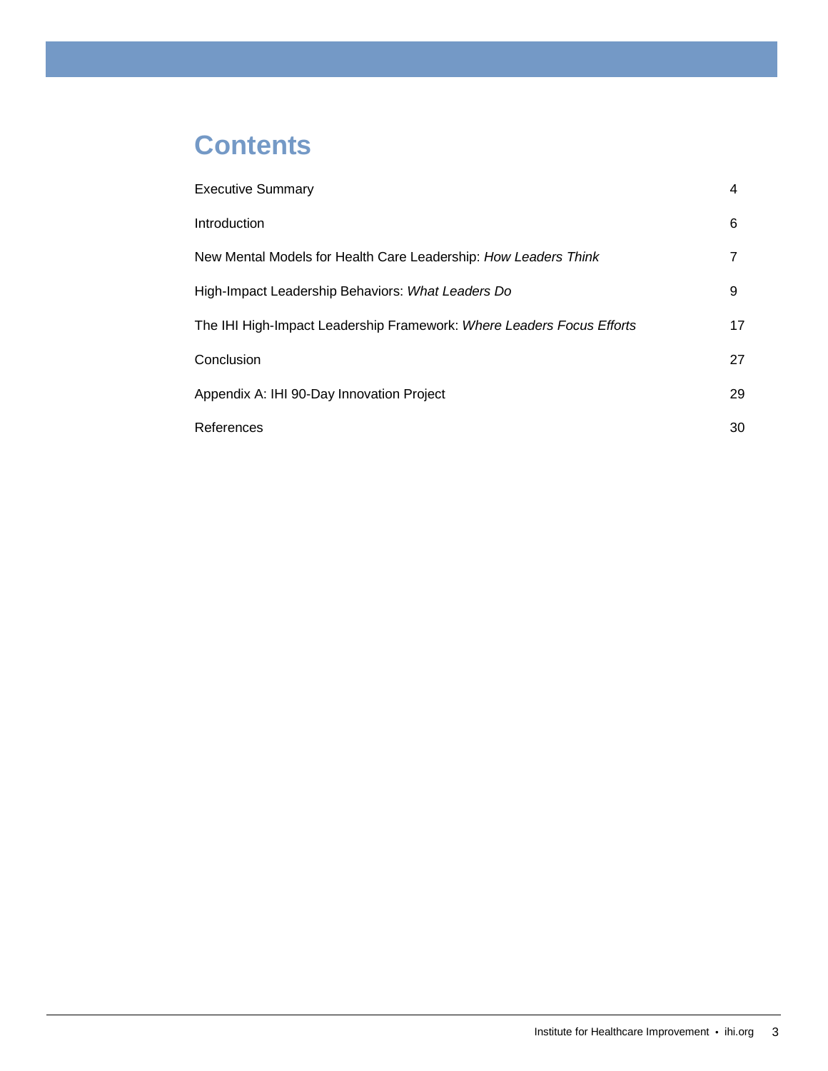# Contents

| | |
|---|---|
| Executive Summary | 4 |
| Introduction | 6 |
| New Mental Models for Health Care Leadership: *How Leaders Think* | 7 |
| High-Impact Leadership Behaviors: *What Leaders Do* | 9 |
| The IHI High-Impact Leadership Framework: *Where Leaders Focus Efforts* | 17 |
| Conclusion | 27 |
| Appendix A: IHI 90-Day Innovation Project | 29 |
| References | 30 |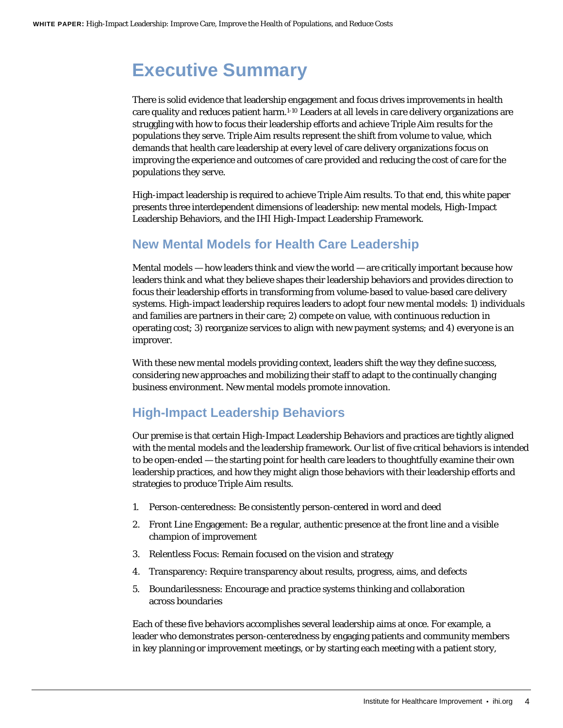# Executive Summary

There is solid evidence that leadership engagement and focus drives improvements in health care quality and reduces patient harm.[1-10] Leaders at all levels in care delivery organizations are struggling with how to focus their leadership efforts and achieve Triple Aim results for the populations they serve. Triple Aim results represent the shift from volume to value, which demands that health care leadership at every level of care delivery organizations focus on improving the experience and outcomes of care provided and reducing the cost of care for the populations they serve.

High-impact leadership is required to achieve Triple Aim results. To that end, this white paper presents three interdependent dimensions of leadership: new mental models, High-Impact Leadership Behaviors, and the IHI High-Impact Leadership Framework.

## New Mental Models for Health Care Leadership

Mental models — how leaders think and view the world — are critically important because how leaders think and what they believe shapes their leadership behaviors and provides direction to focus their leadership efforts in transforming from volume-based to value-based care delivery systems. High-impact leadership requires leaders to adopt four new mental models: 1) individuals and families are partners in their care; 2) compete on value, with continuous reduction in operating cost; 3) reorganize services to align with new payment systems; and 4) everyone is an improver.

With these new mental models providing context, leaders shift the way they define success, considering new approaches and mobilizing their staff to adapt to the continually changing business environment. New mental models promote innovation.

## High-Impact Leadership Behaviors

Our premise is that certain High-Impact Leadership Behaviors and practices are tightly aligned with the mental models and the leadership framework. Our list of five critical behaviors is intended to be open-ended — the starting point for health care leaders to thoughtfully examine their own leadership practices, and how they might align those behaviors with their leadership efforts and strategies to produce Triple Aim results.

1. Person-centeredness: Be consistently person-centered in word and deed
2. Front Line Engagement: Be a regular, authentic presence at the front line and a visible champion of improvement
3. Relentless Focus: Remain focused on the vision and strategy
4. Transparency: Require transparency about results, progress, aims, and defects
5. Boundarilessness: Encourage and practice systems thinking and collaboration across boundaries

Each of these five behaviors accomplishes several leadership aims at once. For example, a leader who demonstrates person-centeredness by engaging patients and community members in key planning or improvement meetings, or by starting each meeting with a patient story,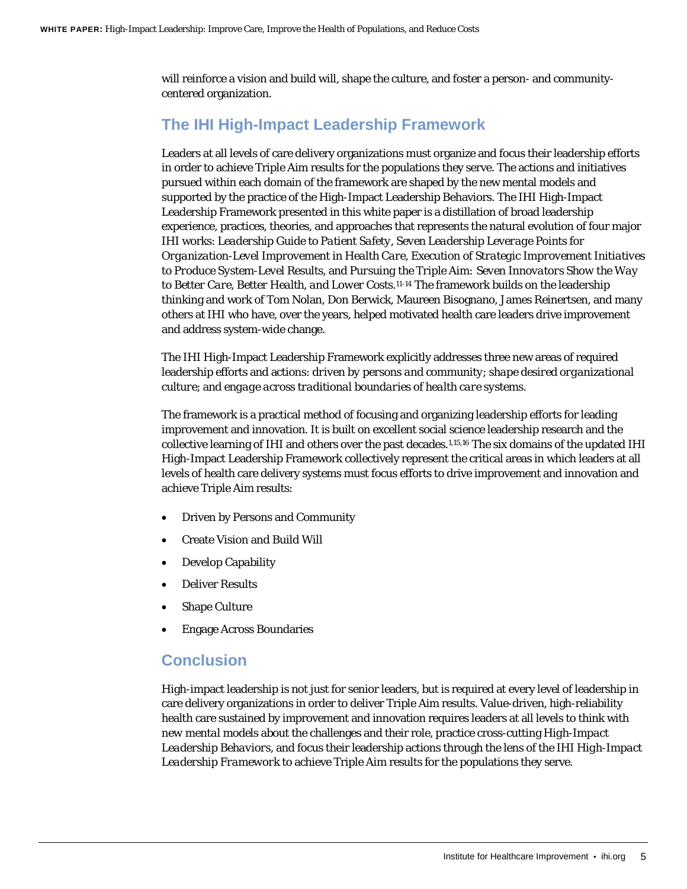will reinforce a vision and build will, shape the culture, and foster a person- and community-centered organization.

## The IHI High-Impact Leadership Framework

Leaders at all levels of care delivery organizations must organize and focus their leadership efforts in order to achieve Triple Aim results for the populations they serve. The actions and initiatives pursued within each domain of the framework are shaped by the new mental models and supported by the practice of the High-Impact Leadership Behaviors. The IHI High-Impact Leadership Framework presented in this white paper is a distillation of broad leadership experience, practices, theories, and approaches that represents the natural evolution of four major IHI works: *Leadership Guide to Patient Safety*, *Seven Leadership Leverage Points for Organization-Level Improvement in Health Care*, *Execution of Strategic Improvement Initiatives to Produce System-Level Results*, and *Pursuing the Triple Aim: Seven Innovators Show the Way to Better Care, Better Health, and Lower Costs*.[11-14] The framework builds on the leadership thinking and work of Tom Nolan, Don Berwick, Maureen Bisognano, James Reinertsen, and many others at IHI who have, over the years, helped motivated health care leaders drive improvement and address system-wide change.

The IHI High-Impact Leadership Framework explicitly addresses three new areas of required leadership efforts and actions: *driven by persons and community*; *shape desired organizational culture*; and *engage across traditional boundaries of health care systems*.

The framework is a practical method of focusing and organizing leadership efforts for leading improvement and innovation. It is built on excellent social science leadership research and the collective learning of IHI and others over the past decades.[1,15,16] The six domains of the updated IHI High-Impact Leadership Framework collectively represent the critical areas in which leaders at all levels of health care delivery systems must focus efforts to drive improvement and innovation and achieve Triple Aim results:

- Driven by Persons and Community
- Create Vision and Build Will
- Develop Capability
- Deliver Results
- Shape Culture
- Engage Across Boundaries

## Conclusion

High-impact leadership is not just for senior leaders, but is required at every level of leadership in care delivery organizations in order to deliver Triple Aim results. Value-driven, high-reliability health care sustained by improvement and innovation requires leaders at all levels to think with *new mental models* about the challenges and their role, practice cross-cutting *High-Impact Leadership Behaviors*, and focus their leadership actions through the lens of the *IHI High-Impact Leadership Framework* to achieve Triple Aim results for the populations they serve.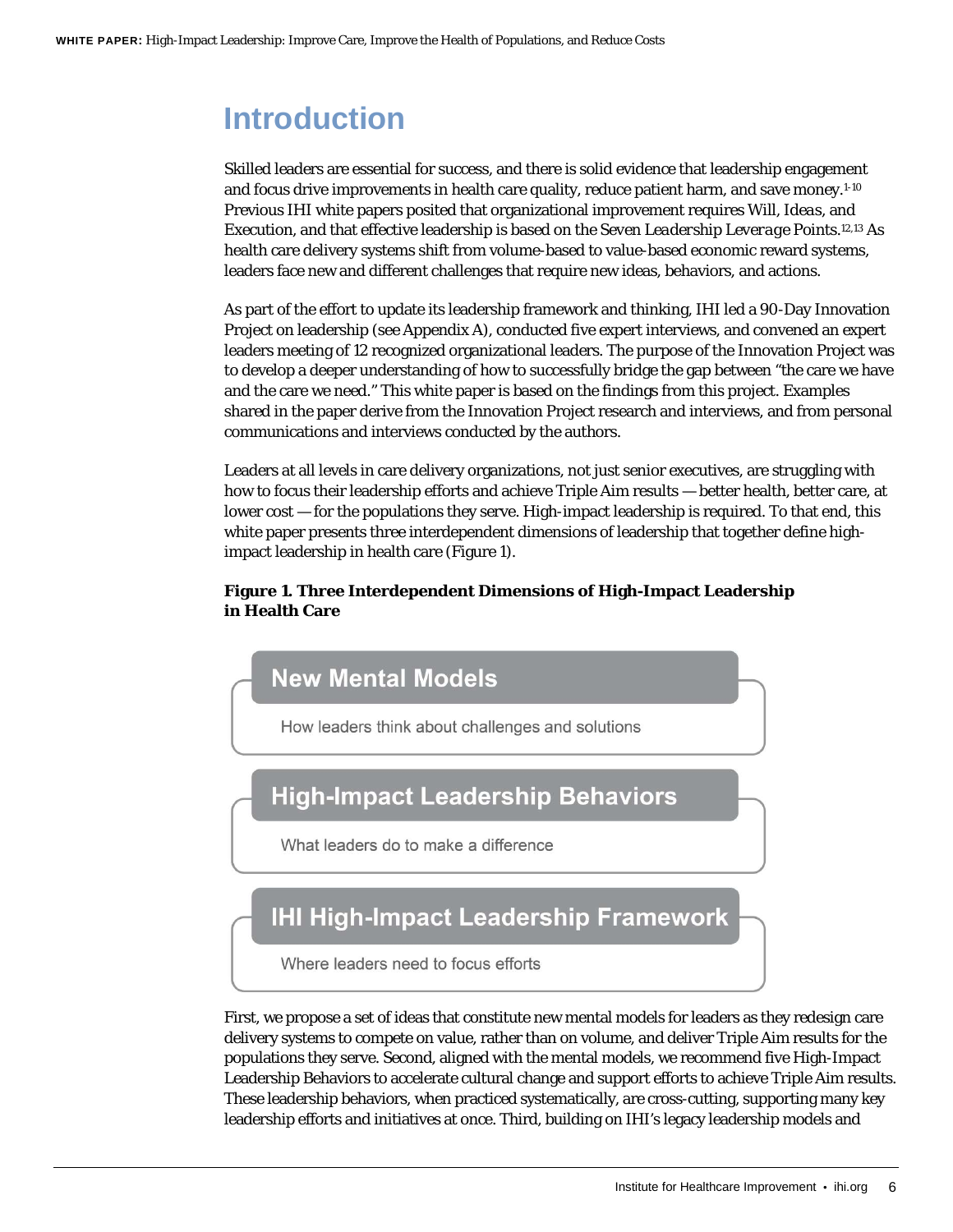# Introduction

Skilled leaders are essential for success, and there is solid evidence that leadership engagement and focus drive improvements in health care quality, reduce patient harm, and save money.[1-10] Previous IHI white papers posited that organizational improvement requires Will, Ideas, and Execution, and that effective leadership is based on the Seven Leadership Leverage Points.[12,13] As health care delivery systems shift from volume-based to value-based economic reward systems, leaders face new and different challenges that require new ideas, behaviors, and actions.

As part of the effort to update its leadership framework and thinking, IHI led a 90-Day Innovation Project on leadership (see Appendix A), conducted five expert interviews, and convened an expert leaders meeting of 12 recognized organizational leaders. The purpose of the Innovation Project was to develop a deeper understanding of how to successfully bridge the gap between "the care we have and the care we need." This white paper is based on the findings from this project. Examples shared in the paper derive from the Innovation Project research and interviews, and from personal communications and interviews conducted by the authors.

Leaders at all levels in care delivery organizations, not just senior executives, are struggling with how to focus their leadership efforts and achieve Triple Aim results — better health, better care, at lower cost — for the populations they serve. High-impact leadership is required. To that end, this white paper presents three interdependent dimensions of leadership that together define high-impact leadership in health care (Figure 1).

**Figure 1. Three Interdependent Dimensions of High-Impact Leadership in Health Care**

**New Mental Models**
How leaders think about challenges and solutions

**High-Impact Leadership Behaviors**
What leaders do to make a difference

**IHI High-Impact Leadership Framework**
Where leaders need to focus efforts

First, we propose a set of ideas that constitute new mental models for leaders as they redesign care delivery systems to compete on value, rather than on volume, and deliver Triple Aim results for the populations they serve. Second, aligned with the mental models, we recommend five High-Impact Leadership Behaviors to accelerate cultural change and support efforts to achieve Triple Aim results. These leadership behaviors, when practiced systematically, are cross-cutting, supporting many key leadership efforts and initiatives at once. Third, building on IHI's legacy leadership models and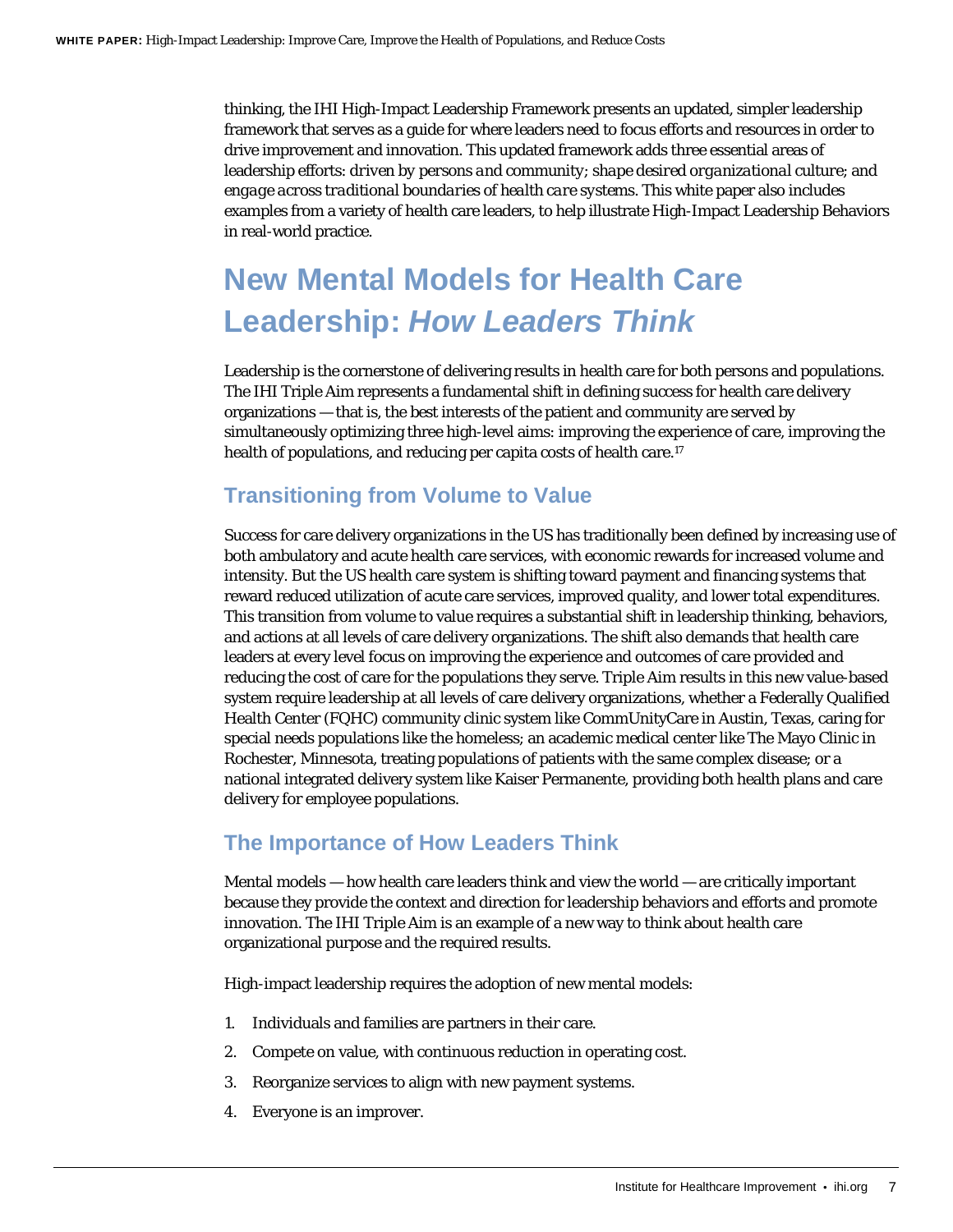thinking, the IHI High-Impact Leadership Framework presents an updated, simpler leadership framework that serves as a guide for where leaders need to focus efforts and resources in order to drive improvement and innovation. This updated framework adds three essential areas of leadership efforts: *driven by persons and community; shape desired organizational culture;* and *engage across traditional boundaries of health care systems.* This white paper also includes examples from a variety of health care leaders, to help illustrate High-Impact Leadership Behaviors in real-world practice.

# New Mental Models for Health Care Leadership: *How Leaders Think*

Leadership is the cornerstone of delivering results in health care for both persons and populations. The IHI Triple Aim represents a fundamental shift in defining success for health care delivery organizations — that is, the best interests of the patient and community are served by simultaneously optimizing three high-level aims: improving the experience of care, improving the health of populations, and reducing per capita costs of health care.[17]

## Transitioning from Volume to Value

Success for care delivery organizations in the US has traditionally been defined by increasing use of both ambulatory and acute health care services, with economic rewards for increased volume and intensity. But the US health care system is shifting toward payment and financing systems that reward reduced utilization of acute care services, improved quality, and lower total expenditures. This transition from volume to value requires a substantial shift in leadership thinking, behaviors, and actions at all levels of care delivery organizations. The shift also demands that health care leaders at every level focus on improving the experience and outcomes of care provided and reducing the cost of care for the populations they serve. Triple Aim results in this new value-based system require leadership at all levels of care delivery organizations, whether a Federally Qualified Health Center (FQHC) community clinic system like CommUnityCare in Austin, Texas, caring for special needs populations like the homeless; an academic medical center like The Mayo Clinic in Rochester, Minnesota, treating populations of patients with the same complex disease; or a national integrated delivery system like Kaiser Permanente, providing both health plans and care delivery for employee populations.

## The Importance of How Leaders Think

Mental models — how health care leaders think and view the world — are critically important because they provide the context and direction for leadership behaviors and efforts and promote innovation. The IHI Triple Aim is an example of a new way to think about health care organizational purpose and the required results.

High-impact leadership requires the adoption of new mental models:

1. Individuals and families are partners in their care.
2. Compete on value, with continuous reduction in operating cost.
3. Reorganize services to align with new payment systems.
4. Everyone is an improver.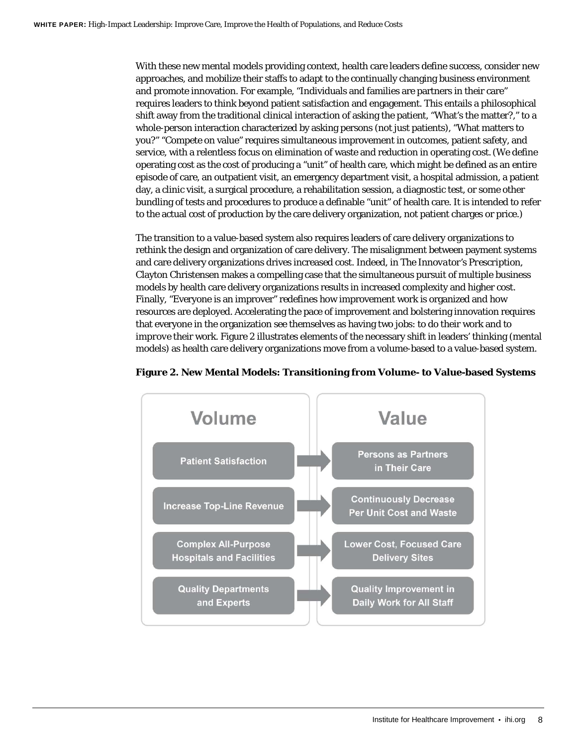With these new mental models providing context, health care leaders define success, consider new approaches, and mobilize their staffs to adapt to the continually changing business environment and promote innovation. For example, "Individuals and families are partners in their care" requires leaders to think beyond patient satisfaction and engagement. This entails a philosophical shift away from the traditional clinical interaction of asking the patient, "What's the matter?," to a whole-person interaction characterized by asking persons (not just patients), "What matters to you?" "Compete on value" requires simultaneous improvement in outcomes, patient safety, and service, with a relentless focus on elimination of waste and reduction in operating cost. (We define operating cost as the cost of producing a "unit" of health care, which might be defined as an entire episode of care, an outpatient visit, an emergency department visit, a hospital admission, a patient day, a clinic visit, a surgical procedure, a rehabilitation session, a diagnostic test, or some other bundling of tests and procedures to produce a definable "unit" of health care. It is intended to refer to the actual cost of production by the care delivery organization, not patient charges or price.)

The transition to a value-based system also requires leaders of care delivery organizations to rethink the design and organization of care delivery. The misalignment between payment systems and care delivery organizations drives increased cost. Indeed, in *The Innovator's Prescription*, Clayton Christensen makes a compelling case that the simultaneous pursuit of multiple business models by health care delivery organizations results in increased complexity and higher cost. Finally, "Everyone is an improver" redefines how improvement work is organized and how resources are deployed. Accelerating the pace of improvement and bolstering innovation requires that everyone in the organization see themselves as having two jobs: to do their work and to improve their work. Figure 2 illustrates elements of the necessary shift in leaders' thinking (mental models) as health care delivery organizations move from a volume-based to a value-based system.

**Figure 2. New Mental Models: Transitioning from Volume- to Value-based Systems**

| Volume | | Value |
|---|---|---|
| Patient Satisfaction | → | Persons as Partners in Their Care |
| Increase Top-Line Revenue | → | Continuously Decrease Per Unit Cost and Waste |
| Complex All-Purpose Hospitals and Facilities | → | Lower Cost, Focused Care Delivery Sites |
| Quality Departments and Experts | → | Quality Improvement in Daily Work for All Staff |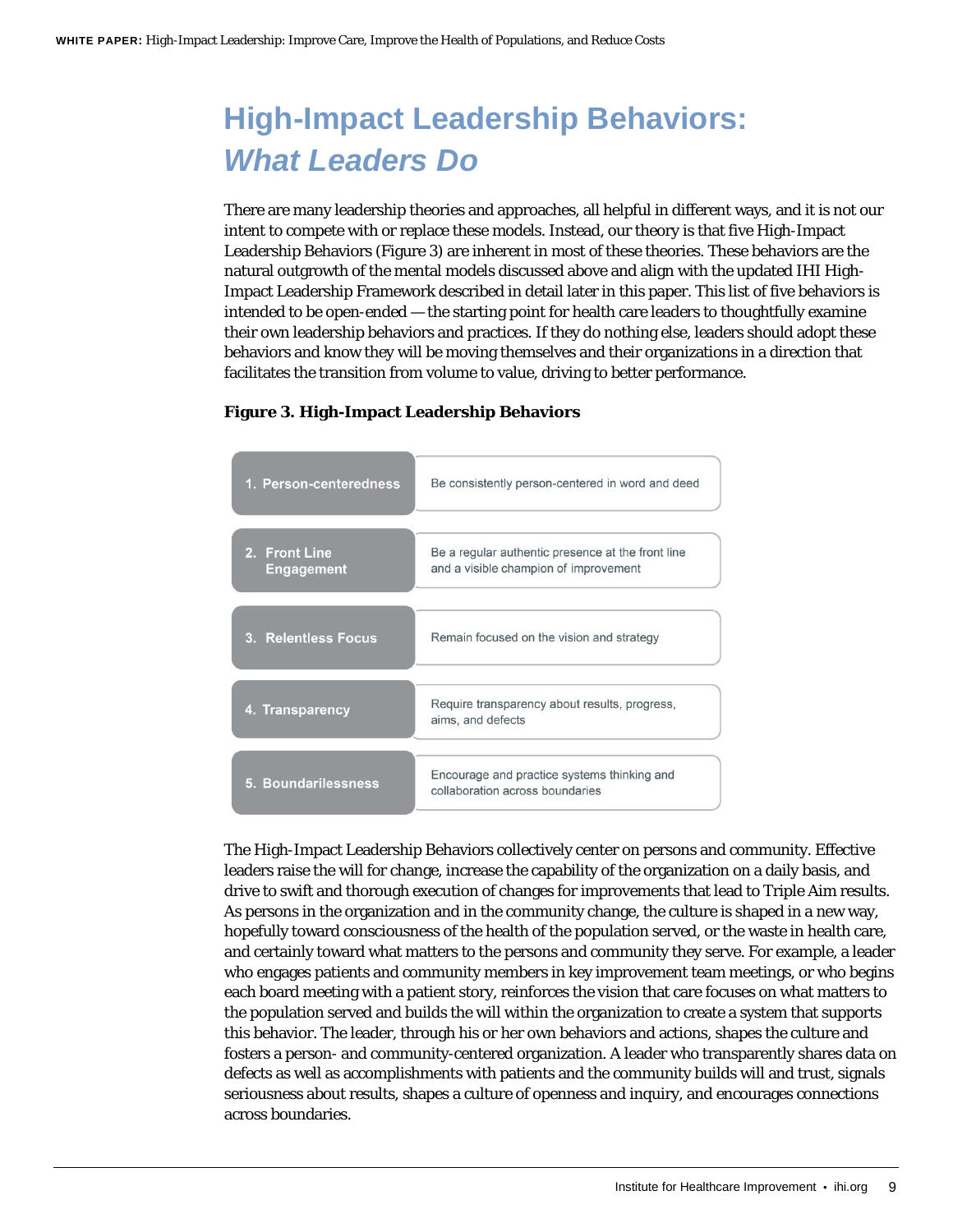# High-Impact Leadership Behaviors: *What Leaders Do*

There are many leadership theories and approaches, all helpful in different ways, and it is not our intent to compete with or replace these models. Instead, our theory is that five High-Impact Leadership Behaviors (Figure 3) are inherent in most of these theories. These behaviors are the natural outgrowth of the mental models discussed above and align with the updated IHI High-Impact Leadership Framework described in detail later in this paper. This list of five behaviors is intended to be open-ended — the starting point for health care leaders to thoughtfully examine their own leadership behaviors and practices. If they do nothing else, leaders should adopt these behaviors and know they will be moving themselves and their organizations in a direction that facilitates the transition from volume to value, driving to better performance.

**Figure 3. High-Impact Leadership Behaviors**

| Behavior | Description |
|---|---|
| 1. Person-centeredness | Be consistently person-centered in word and deed |
| 2. Front Line Engagement | Be a regular authentic presence at the front line and a visible champion of improvement |
| 3. Relentless Focus | Remain focused on the vision and strategy |
| 4. Transparency | Require transparency about results, progress, aims, and defects |
| 5. Boundarilessness | Encourage and practice systems thinking and collaboration across boundaries |

The High-Impact Leadership Behaviors collectively center on persons and community. Effective leaders raise the will for change, increase the capability of the organization on a daily basis, and drive to swift and thorough execution of changes for improvements that lead to Triple Aim results. As persons in the organization and in the community change, the culture is shaped in a new way, hopefully toward consciousness of the health of the population served, or the waste in health care, and certainly toward what matters to the persons and community they serve. For example, a leader who engages patients and community members in key improvement team meetings, or who begins each board meeting with a patient story, reinforces the vision that care focuses on what matters to the population served and builds the will within the organization to create a system that supports this behavior. The leader, through his or her own behaviors and actions, shapes the culture and fosters a person- and community-centered organization. A leader who transparently shares data on defects as well as accomplishments with patients and the community builds will and trust, signals seriousness about results, shapes a culture of openness and inquiry, and encourages connections across boundaries.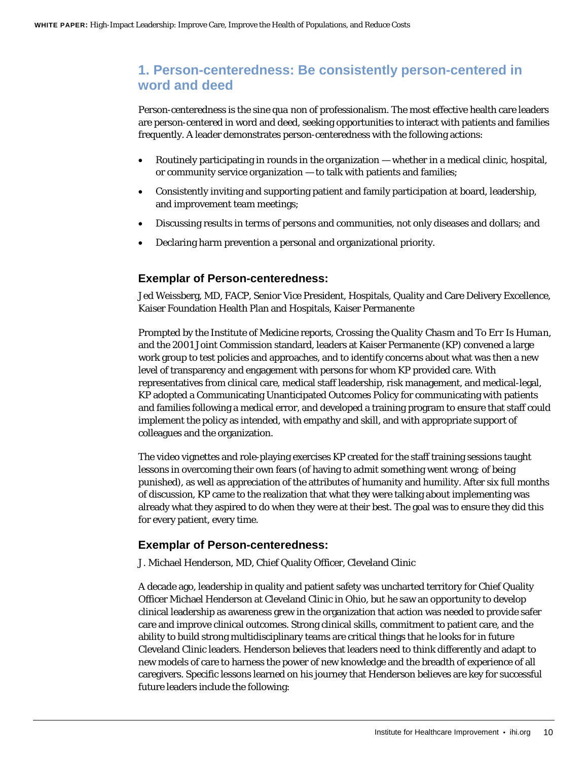## 1. Person-centeredness: Be consistently person-centered in word and deed

Person-centeredness is the sine qua non of professionalism. The most effective health care leaders are person-centered in word and deed, seeking opportunities to interact with patients and families frequently. A leader demonstrates person-centeredness with the following actions:

- Routinely participating in rounds in the organization — whether in a medical clinic, hospital, or community service organization — to talk with patients and families;
- Consistently inviting and supporting patient and family participation at board, leadership, and improvement team meetings;
- Discussing results in terms of persons and communities, not only diseases and dollars; and
- Declaring harm prevention a personal and organizational priority.

### Exemplar of Person-centeredness:

Jed Weissberg, MD, FACP, Senior Vice President, Hospitals, Quality and Care Delivery Excellence, Kaiser Foundation Health Plan and Hospitals, Kaiser Permanente

Prompted by the Institute of Medicine reports, *Crossing the Quality Chasm* and *To Err Is Human*, and the 2001 Joint Commission standard, leaders at Kaiser Permanente (KP) convened a large work group to test policies and approaches, and to identify concerns about what was then a new level of transparency and engagement with persons for whom KP provided care. With representatives from clinical care, medical staff leadership, risk management, and medical-legal, KP adopted a Communicating Unanticipated Outcomes Policy for communicating with patients and families following a medical error, and developed a training program to ensure that staff could implement the policy as intended, with empathy and skill, and with appropriate support of colleagues and the organization.

The video vignettes and role-playing exercises KP created for the staff training sessions taught lessons in overcoming their own fears (of having to admit something went wrong; of being punished), as well as appreciation of the attributes of humanity and humility. After six full months of discussion, KP came to the realization that what they were talking about implementing was already what they aspired to do when they were at their best. The goal was to ensure they did this for every patient, every time.

### Exemplar of Person-centeredness:

J. Michael Henderson, MD, Chief Quality Officer, Cleveland Clinic

A decade ago, leadership in quality and patient safety was uncharted territory for Chief Quality Officer Michael Henderson at Cleveland Clinic in Ohio, but he saw an opportunity to develop clinical leadership as awareness grew in the organization that action was needed to provide safer care and improve clinical outcomes. Strong clinical skills, commitment to patient care, and the ability to build strong multidisciplinary teams are critical things that he looks for in future Cleveland Clinic leaders. Henderson believes that leaders need to think differently and adapt to new models of care to harness the power of new knowledge and the breadth of experience of all caregivers. Specific lessons learned on his journey that Henderson believes are key for successful future leaders include the following: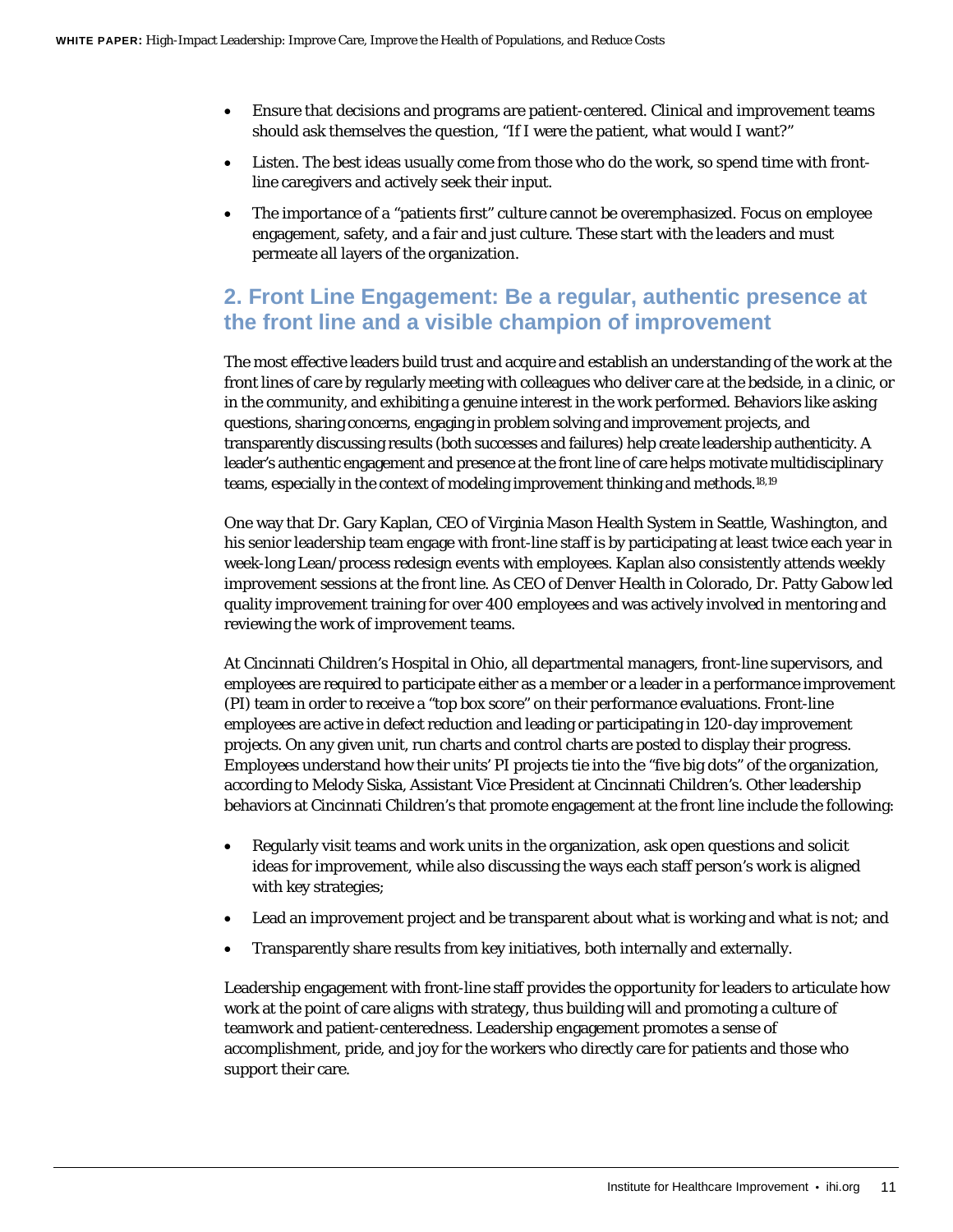- Ensure that decisions and programs are patient-centered. Clinical and improvement teams should ask themselves the question, "If I were the patient, what would I want?"
- Listen. The best ideas usually come from those who do the work, so spend time with front-line caregivers and actively seek their input.
- The importance of a "patients first" culture cannot be overemphasized. Focus on employee engagement, safety, and a fair and just culture. These start with the leaders and must permeate all layers of the organization.

## 2. Front Line Engagement: Be a regular, authentic presence at the front line and a visible champion of improvement

The most effective leaders build trust and acquire and establish an understanding of the work at the front lines of care by regularly meeting with colleagues who deliver care at the bedside, in a clinic, or in the community, and exhibiting a genuine interest in the work performed. Behaviors like asking questions, sharing concerns, engaging in problem solving and improvement projects, and transparently discussing results (both successes and failures) help create leadership authenticity. A leader's authentic engagement and presence at the front line of care helps motivate multidisciplinary teams, especially in the context of modeling improvement thinking and methods.[18,19]

One way that Dr. Gary Kaplan, CEO of Virginia Mason Health System in Seattle, Washington, and his senior leadership team engage with front-line staff is by participating at least twice each year in week-long Lean/process redesign events with employees. Kaplan also consistently attends weekly improvement sessions at the front line. As CEO of Denver Health in Colorado, Dr. Patty Gabow led quality improvement training for over 400 employees and was actively involved in mentoring and reviewing the work of improvement teams.

At Cincinnati Children's Hospital in Ohio, all departmental managers, front-line supervisors, and employees are required to participate either as a member or a leader in a performance improvement (PI) team in order to receive a "top box score" on their performance evaluations. Front-line employees are active in defect reduction and leading or participating in 120-day improvement projects. On any given unit, run charts and control charts are posted to display their progress. Employees understand how their units' PI projects tie into the "five big dots" of the organization, according to Melody Siska, Assistant Vice President at Cincinnati Children's. Other leadership behaviors at Cincinnati Children's that promote engagement at the front line include the following:

- Regularly visit teams and work units in the organization, ask open questions and solicit ideas for improvement, while also discussing the ways each staff person's work is aligned with key strategies;
- Lead an improvement project and be transparent about what is working and what is not; and
- Transparently share results from key initiatives, both internally and externally.

Leadership engagement with front-line staff provides the opportunity for leaders to articulate how work at the point of care aligns with strategy, thus building will and promoting a culture of teamwork and patient-centeredness. Leadership engagement promotes a sense of accomplishment, pride, and joy for the workers who directly care for patients and those who support their care.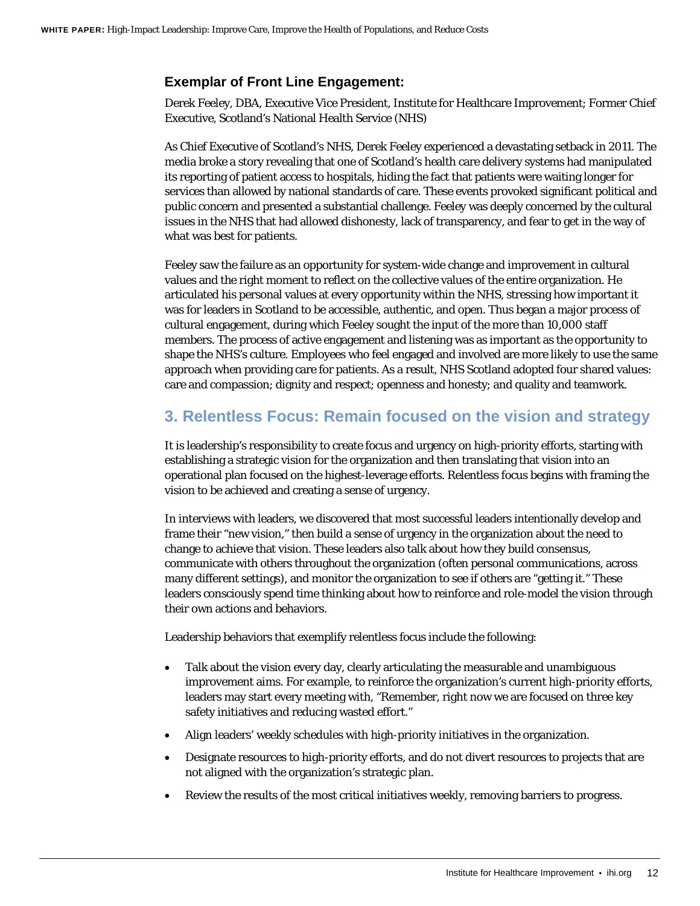### Exemplar of Front Line Engagement:

Derek Feeley, DBA, Executive Vice President, Institute for Healthcare Improvement; Former Chief Executive, Scotland's National Health Service (NHS)

As Chief Executive of Scotland's NHS, Derek Feeley experienced a devastating setback in 2011. The media broke a story revealing that one of Scotland's health care delivery systems had manipulated its reporting of patient access to hospitals, hiding the fact that patients were waiting longer for services than allowed by national standards of care. These events provoked significant political and public concern and presented a substantial challenge. Feeley was deeply concerned by the cultural issues in the NHS that had allowed dishonesty, lack of transparency, and fear to get in the way of what was best for patients.

Feeley saw the failure as an opportunity for system-wide change and improvement in cultural values and the right moment to reflect on the collective values of the entire organization. He articulated his personal values at every opportunity within the NHS, stressing how important it was for leaders in Scotland to be accessible, authentic, and open. Thus began a major process of cultural engagement, during which Feeley sought the input of the more than 10,000 staff members. The process of active engagement and listening was as important as the opportunity to shape the NHS's culture. Employees who feel engaged and involved are more likely to use the same approach when providing care for patients. As a result, NHS Scotland adopted four shared values: care and compassion; dignity and respect; openness and honesty; and quality and teamwork.

## 3. Relentless Focus: Remain focused on the vision and strategy

It is leadership's responsibility to create focus and urgency on high-priority efforts, starting with establishing a strategic vision for the organization and then translating that vision into an operational plan focused on the highest-leverage efforts. Relentless focus begins with framing the vision to be achieved and creating a sense of urgency.

In interviews with leaders, we discovered that most successful leaders intentionally develop and frame their "new vision," then build a sense of urgency in the organization about the need to change to achieve that vision. These leaders also talk about how they build consensus, communicate with others throughout the organization (often personal communications, across many different settings), and monitor the organization to see if others are "getting it." These leaders consciously spend time thinking about how to reinforce and role-model the vision through their own actions and behaviors.

Leadership behaviors that exemplify relentless focus include the following:

- Talk about the vision every day, clearly articulating the measurable and unambiguous improvement aims. For example, to reinforce the organization's current high-priority efforts, leaders may start every meeting with, "Remember, right now we are focused on three key safety initiatives and reducing wasted effort."
- Align leaders' weekly schedules with high-priority initiatives in the organization.
- Designate resources to high-priority efforts, and do not divert resources to projects that are not aligned with the organization's strategic plan.
- Review the results of the most critical initiatives weekly, removing barriers to progress.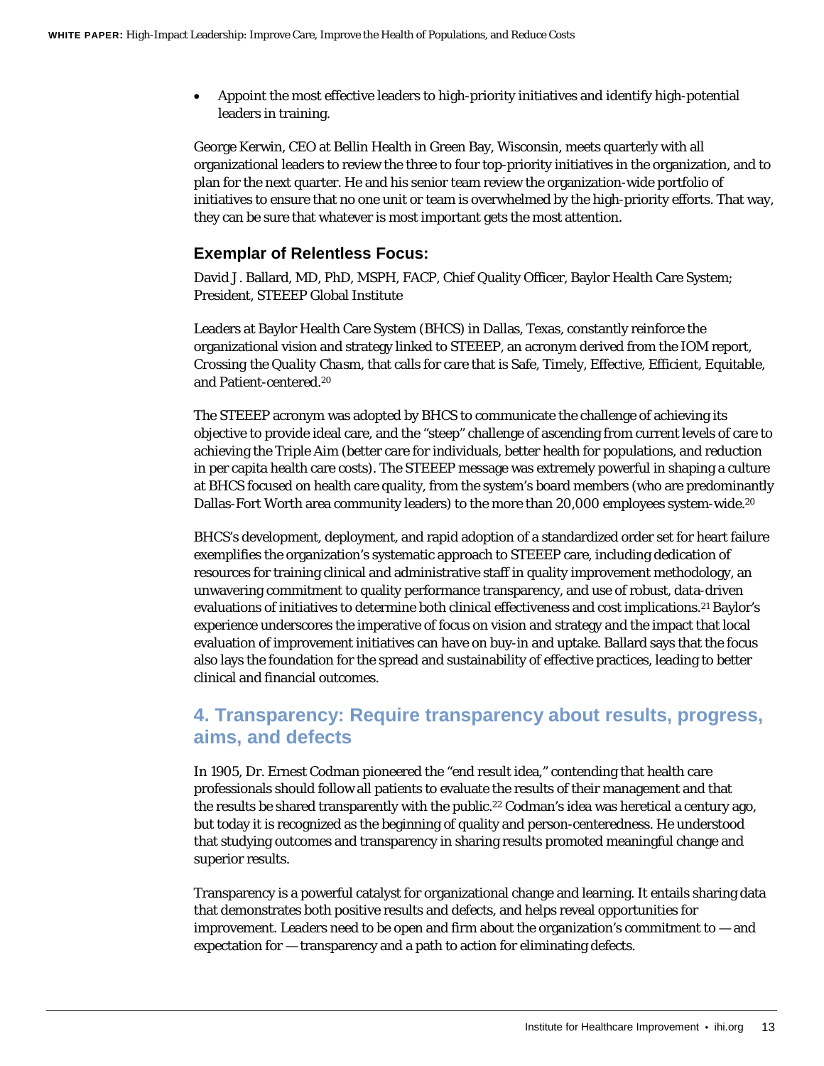- Appoint the most effective leaders to high-priority initiatives and identify high-potential leaders in training.

George Kerwin, CEO at Bellin Health in Green Bay, Wisconsin, meets quarterly with all organizational leaders to review the three to four top-priority initiatives in the organization, and to plan for the next quarter. He and his senior team review the organization-wide portfolio of initiatives to ensure that no one unit or team is overwhelmed by the high-priority efforts. That way, they can be sure that whatever is most important gets the most attention.

### Exemplar of Relentless Focus:

David J. Ballard, MD, PhD, MSPH, FACP, Chief Quality Officer, Baylor Health Care System; President, STEEEP Global Institute

Leaders at Baylor Health Care System (BHCS) in Dallas, Texas, constantly reinforce the organizational vision and strategy linked to STEEEP, an acronym derived from the IOM report, *Crossing the Quality Chasm*, that calls for care that is Safe, Timely, Effective, Efficient, Equitable, and Patient-centered.[20]

The STEEEP acronym was adopted by BHCS to communicate the challenge of achieving its objective to provide ideal care, and the "steep" challenge of ascending from current levels of care to achieving the Triple Aim (better care for individuals, better health for populations, and reduction in per capita health care costs). The STEEEP message was extremely powerful in shaping a culture at BHCS focused on health care quality, from the system's board members (who are predominantly Dallas-Fort Worth area community leaders) to the more than 20,000 employees system-wide.[20]

BHCS's development, deployment, and rapid adoption of a standardized order set for heart failure exemplifies the organization's systematic approach to STEEEP care, including dedication of resources for training clinical and administrative staff in quality improvement methodology, an unwavering commitment to quality performance transparency, and use of robust, data-driven evaluations of initiatives to determine both clinical effectiveness and cost implications.[21] Baylor's experience underscores the imperative of focus on vision and strategy and the impact that local evaluation of improvement initiatives can have on buy-in and uptake. Ballard says that the focus also lays the foundation for the spread and sustainability of effective practices, leading to better clinical and financial outcomes.

## 4. Transparency: Require transparency about results, progress, aims, and defects

In 1905, Dr. Ernest Codman pioneered the "end result idea," contending that health care professionals should follow all patients to evaluate the results of their management and that the results be shared transparently with the public.[22] Codman's idea was heretical a century ago, but today it is recognized as the beginning of quality and person-centeredness. He understood that studying outcomes and transparency in sharing results promoted meaningful change and superior results.

Transparency is a powerful catalyst for organizational change and learning. It entails sharing data that demonstrates both positive results and defects, and helps reveal opportunities for improvement. Leaders need to be open and firm about the organization's commitment to — and expectation for — transparency and a path to action for eliminating defects.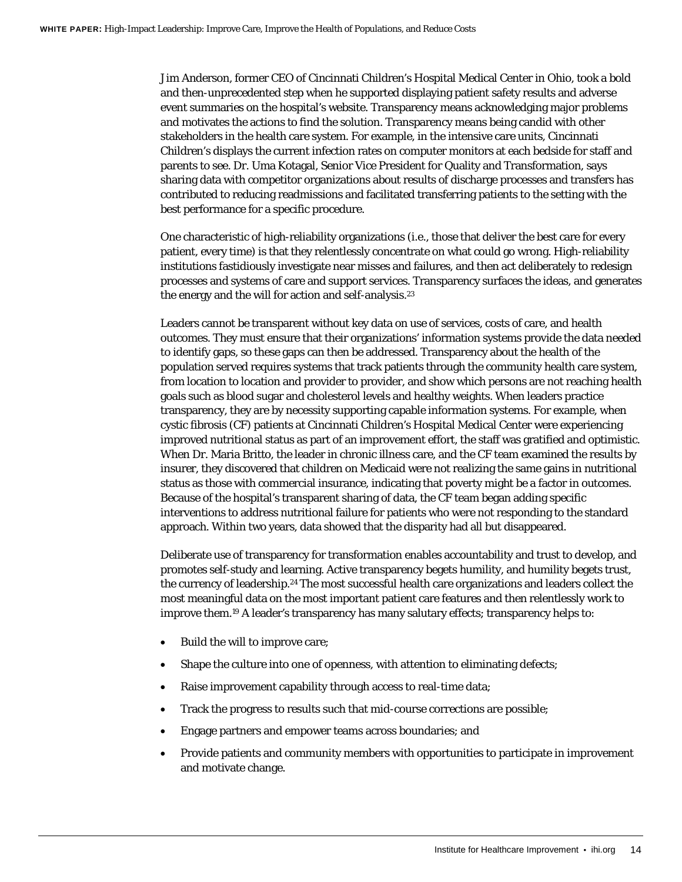Jim Anderson, former CEO of Cincinnati Children's Hospital Medical Center in Ohio, took a bold and then-unprecedented step when he supported displaying patient safety results and adverse event summaries on the hospital's website. Transparency means acknowledging major problems and motivates the actions to find the solution. Transparency means being candid with other stakeholders in the health care system. For example, in the intensive care units, Cincinnati Children's displays the current infection rates on computer monitors at each bedside for staff and parents to see. Dr. Uma Kotagal, Senior Vice President for Quality and Transformation, says sharing data with competitor organizations about results of discharge processes and transfers has contributed to reducing readmissions and facilitated transferring patients to the setting with the best performance for a specific procedure.

One characteristic of high-reliability organizations (i.e., those that deliver the best care for every patient, every time) is that they relentlessly concentrate on what could go wrong. High-reliability institutions fastidiously investigate near misses and failures, and then act deliberately to redesign processes and systems of care and support services. Transparency surfaces the ideas, and generates the energy and the will for action and self-analysis.[23]

Leaders cannot be transparent without key data on use of services, costs of care, and health outcomes. They must ensure that their organizations' information systems provide the data needed to identify gaps, so these gaps can then be addressed. Transparency about the health of the population served requires systems that track patients through the community health care system, from location to location and provider to provider, and show which persons are not reaching health goals such as blood sugar and cholesterol levels and healthy weights. When leaders practice transparency, they are by necessity supporting capable information systems. For example, when cystic fibrosis (CF) patients at Cincinnati Children's Hospital Medical Center were experiencing improved nutritional status as part of an improvement effort, the staff was gratified and optimistic. When Dr. Maria Britto, the leader in chronic illness care, and the CF team examined the results by insurer, they discovered that children on Medicaid were not realizing the same gains in nutritional status as those with commercial insurance, indicating that poverty might be a factor in outcomes. Because of the hospital's transparent sharing of data, the CF team began adding specific interventions to address nutritional failure for patients who were not responding to the standard approach. Within two years, data showed that the disparity had all but disappeared.

Deliberate use of transparency for transformation enables accountability and trust to develop, and promotes self-study and learning. Active transparency begets humility, and humility begets trust, the currency of leadership.[24] The most successful health care organizations and leaders collect the most meaningful data on the most important patient care features and then relentlessly work to improve them.[19] A leader's transparency has many salutary effects; transparency helps to:

- Build the will to improve care;
- Shape the culture into one of openness, with attention to eliminating defects;
- Raise improvement capability through access to real-time data;
- Track the progress to results such that mid-course corrections are possible;
- Engage partners and empower teams across boundaries; and
- Provide patients and community members with opportunities to participate in improvement and motivate change.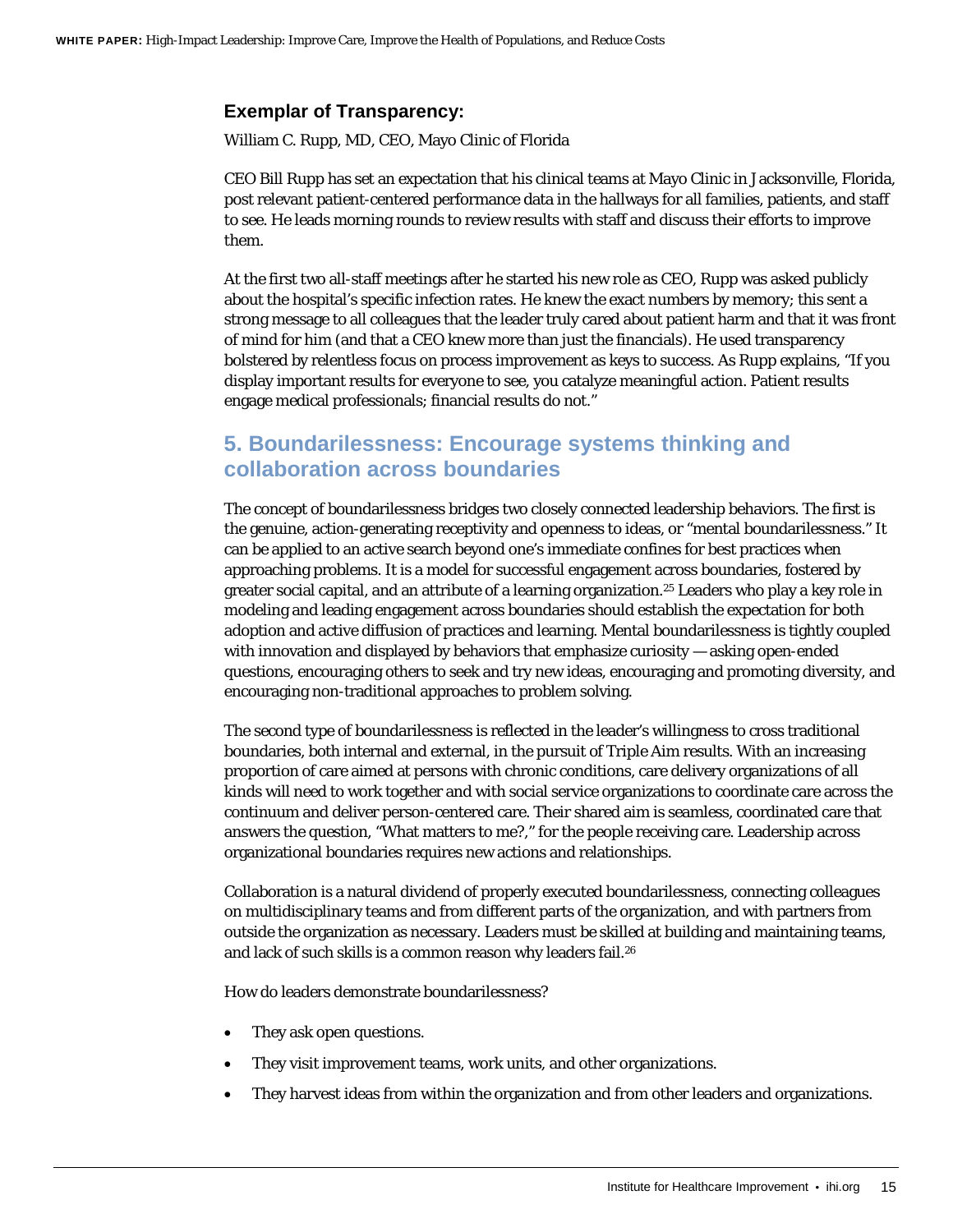### Exemplar of Transparency:

William C. Rupp, MD, CEO, Mayo Clinic of Florida

CEO Bill Rupp has set an expectation that his clinical teams at Mayo Clinic in Jacksonville, Florida, post relevant patient-centered performance data in the hallways for all families, patients, and staff to see. He leads morning rounds to review results with staff and discuss their efforts to improve them.

At the first two all-staff meetings after he started his new role as CEO, Rupp was asked publicly about the hospital's specific infection rates. He knew the exact numbers by memory; this sent a strong message to all colleagues that the leader truly cared about patient harm and that it was front of mind for him (and that a CEO knew more than just the financials). He used transparency bolstered by relentless focus on process improvement as keys to success. As Rupp explains, "If you display important results for everyone to see, you catalyze meaningful action. Patient results engage medical professionals; financial results do not."

## 5. Boundarilessness: Encourage systems thinking and collaboration across boundaries

The concept of boundarilessness bridges two closely connected leadership behaviors. The first is the genuine, action-generating receptivity and openness to ideas, or "mental boundarilessness." It can be applied to an active search beyond one's immediate confines for best practices when approaching problems. It is a model for successful engagement across boundaries, fostered by greater social capital, and an attribute of a learning organization.[25] Leaders who play a key role in modeling and leading engagement across boundaries should establish the expectation for both adoption and active diffusion of practices and learning. Mental boundarilessness is tightly coupled with innovation and displayed by behaviors that emphasize curiosity — asking open-ended questions, encouraging others to seek and try new ideas, encouraging and promoting diversity, and encouraging non-traditional approaches to problem solving.

The second type of boundarilessness is reflected in the leader's willingness to cross traditional boundaries, both internal and external, in the pursuit of Triple Aim results. With an increasing proportion of care aimed at persons with chronic conditions, care delivery organizations of all kinds will need to work together and with social service organizations to coordinate care across the continuum and deliver person-centered care. Their shared aim is seamless, coordinated care that answers the question, "What matters to me?," for the people receiving care. Leadership across organizational boundaries requires new actions and relationships.

Collaboration is a natural dividend of properly executed boundarilessness, connecting colleagues on multidisciplinary teams and from different parts of the organization, and with partners from outside the organization as necessary. Leaders must be skilled at building and maintaining teams, and lack of such skills is a common reason why leaders fail.[26]

How do leaders demonstrate boundarilessness?

- They ask open questions.
- They visit improvement teams, work units, and other organizations.
- They harvest ideas from within the organization and from other leaders and organizations.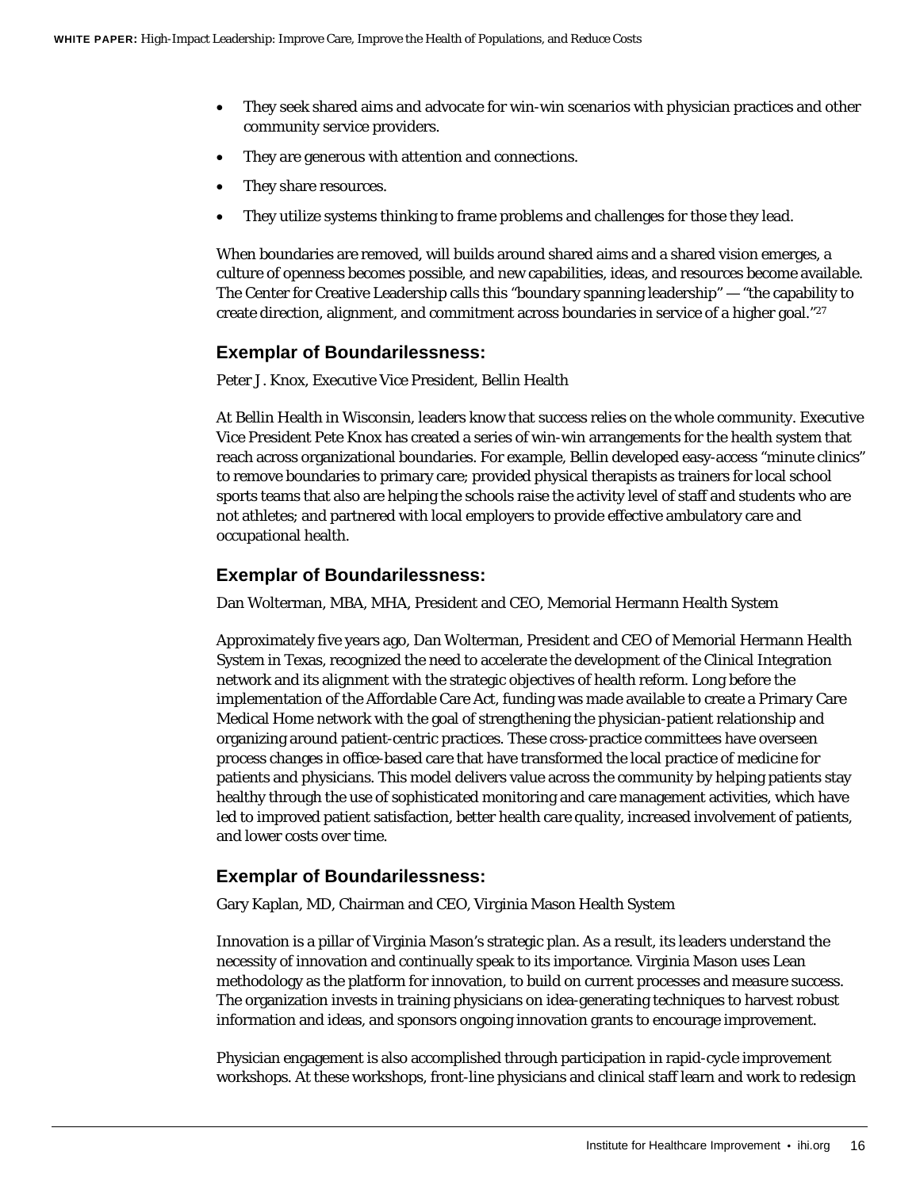- They seek shared aims and advocate for win-win scenarios with physician practices and other community service providers.
- They are generous with attention and connections.
- They share resources.
- They utilize systems thinking to frame problems and challenges for those they lead.

When boundaries are removed, will builds around shared aims and a shared vision emerges, a culture of openness becomes possible, and new capabilities, ideas, and resources become available. The Center for Creative Leadership calls this "boundary spanning leadership" — "the capability to create direction, alignment, and commitment across boundaries in service of a higher goal."[27]

### Exemplar of Boundarilessness:

Peter J. Knox, Executive Vice President, Bellin Health

At Bellin Health in Wisconsin, leaders know that success relies on the whole community. Executive Vice President Pete Knox has created a series of win-win arrangements for the health system that reach across organizational boundaries. For example, Bellin developed easy-access "minute clinics" to remove boundaries to primary care; provided physical therapists as trainers for local school sports teams that also are helping the schools raise the activity level of staff and students who are not athletes; and partnered with local employers to provide effective ambulatory care and occupational health.

### Exemplar of Boundarilessness:

Dan Wolterman, MBA, MHA, President and CEO, Memorial Hermann Health System

Approximately five years ago, Dan Wolterman, President and CEO of Memorial Hermann Health System in Texas, recognized the need to accelerate the development of the Clinical Integration network and its alignment with the strategic objectives of health reform. Long before the implementation of the Affordable Care Act, funding was made available to create a Primary Care Medical Home network with the goal of strengthening the physician-patient relationship and organizing around patient-centric practices. These cross-practice committees have overseen process changes in office-based care that have transformed the local practice of medicine for patients and physicians. This model delivers value across the community by helping patients stay healthy through the use of sophisticated monitoring and care management activities, which have led to improved patient satisfaction, better health care quality, increased involvement of patients, and lower costs over time.

### Exemplar of Boundarilessness:

Gary Kaplan, MD, Chairman and CEO, Virginia Mason Health System

Innovation is a pillar of Virginia Mason's strategic plan. As a result, its leaders understand the necessity of innovation and continually speak to its importance. Virginia Mason uses Lean methodology as the platform for innovation, to build on current processes and measure success. The organization invests in training physicians on idea-generating techniques to harvest robust information and ideas, and sponsors ongoing innovation grants to encourage improvement.

Physician engagement is also accomplished through participation in rapid-cycle improvement workshops. At these workshops, front-line physicians and clinical staff learn and work to redesign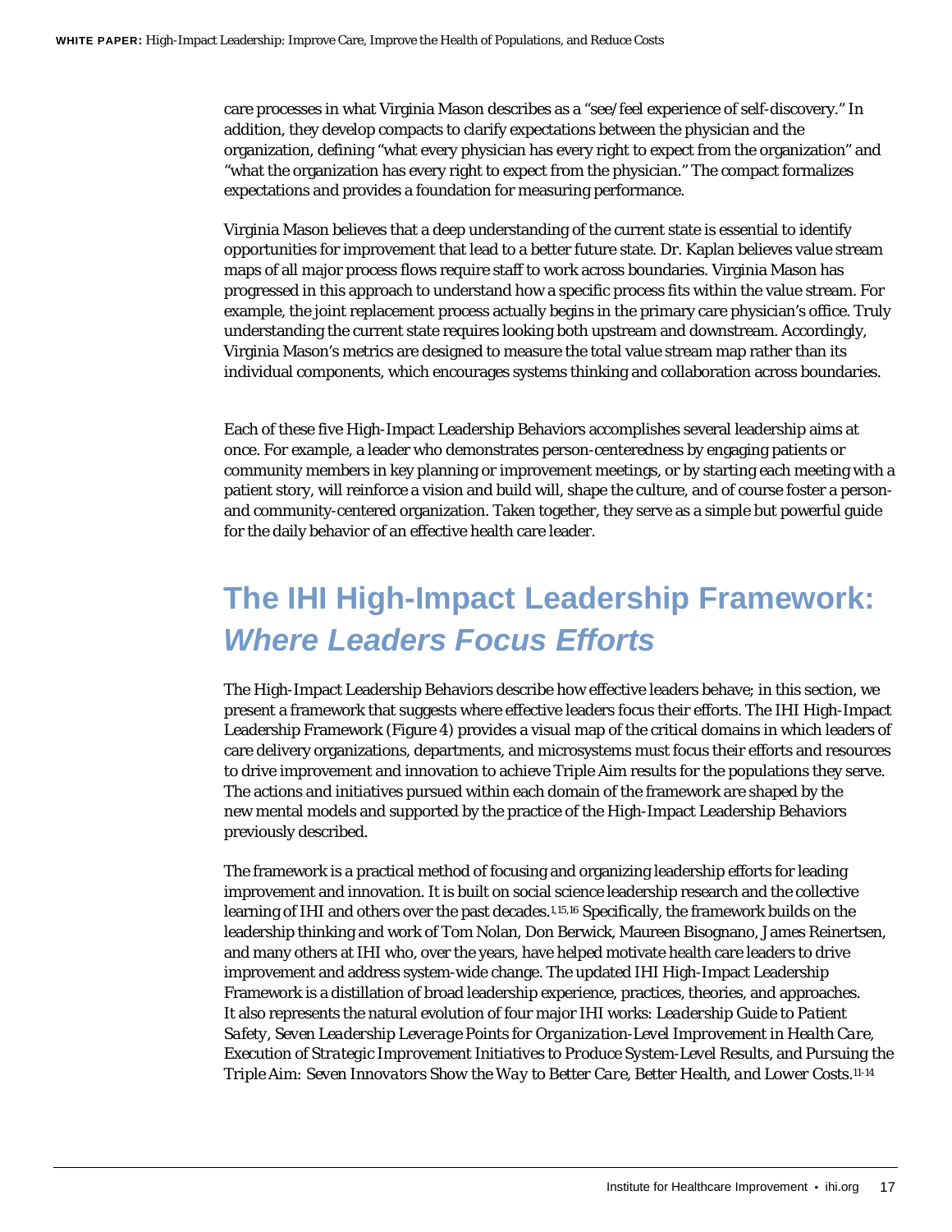care processes in what Virginia Mason describes as a "see/feel experience of self-discovery." In addition, they develop compacts to clarify expectations between the physician and the organization, defining "what every physician has every right to expect from the organization" and "what the organization has every right to expect from the physician." The compact formalizes expectations and provides a foundation for measuring performance.

Virginia Mason believes that a deep understanding of the current state is essential to identify opportunities for improvement that lead to a better future state. Dr. Kaplan believes value stream maps of all major process flows require staff to work across boundaries. Virginia Mason has progressed in this approach to understand how a specific process fits within the value stream. For example, the joint replacement process actually begins in the primary care physician's office. Truly understanding the current state requires looking both upstream and downstream. Accordingly, Virginia Mason's metrics are designed to measure the total value stream map rather than its individual components, which encourages systems thinking and collaboration across boundaries.

Each of these five High-Impact Leadership Behaviors accomplishes several leadership aims at once. For example, a leader who demonstrates person-centeredness by engaging patients or community members in key planning or improvement meetings, or by starting each meeting with a patient story, will reinforce a vision and build will, shape the culture, and of course foster a person- and community-centered organization. Taken together, they serve as a simple but powerful guide for the daily behavior of an effective health care leader.

# The IHI High-Impact Leadership Framework: *Where Leaders Focus Efforts*

The High-Impact Leadership Behaviors describe how effective leaders behave; in this section, we present a framework that suggests where effective leaders focus their efforts. The IHI High-Impact Leadership Framework (Figure 4) provides a visual map of the critical domains in which leaders of care delivery organizations, departments, and microsystems must focus their efforts and resources to drive improvement and innovation to achieve Triple Aim results for the populations they serve. The actions and initiatives pursued within each domain of the framework are shaped by the new mental models and supported by the practice of the High-Impact Leadership Behaviors previously described.

The framework is a practical method of focusing and organizing leadership efforts for leading improvement and innovation. It is built on social science leadership research and the collective learning of IHI and others over the past decades.[1,15,16] Specifically, the framework builds on the leadership thinking and work of Tom Nolan, Don Berwick, Maureen Bisognano, James Reinertsen, and many others at IHI who, over the years, have helped motivate health care leaders to drive improvement and address system-wide change. The updated IHI High-Impact Leadership Framework is a distillation of broad leadership experience, practices, theories, and approaches. It also represents the natural evolution of four major IHI works: *Leadership Guide to Patient Safety*, *Seven Leadership Leverage Points for Organization-Level Improvement in Health Care*, *Execution of Strategic Improvement Initiatives to Produce System-Level Results*, and *Pursuing the Triple Aim: Seven Innovators Show the Way to Better Care, Better Health, and Lower Costs*.[11-14]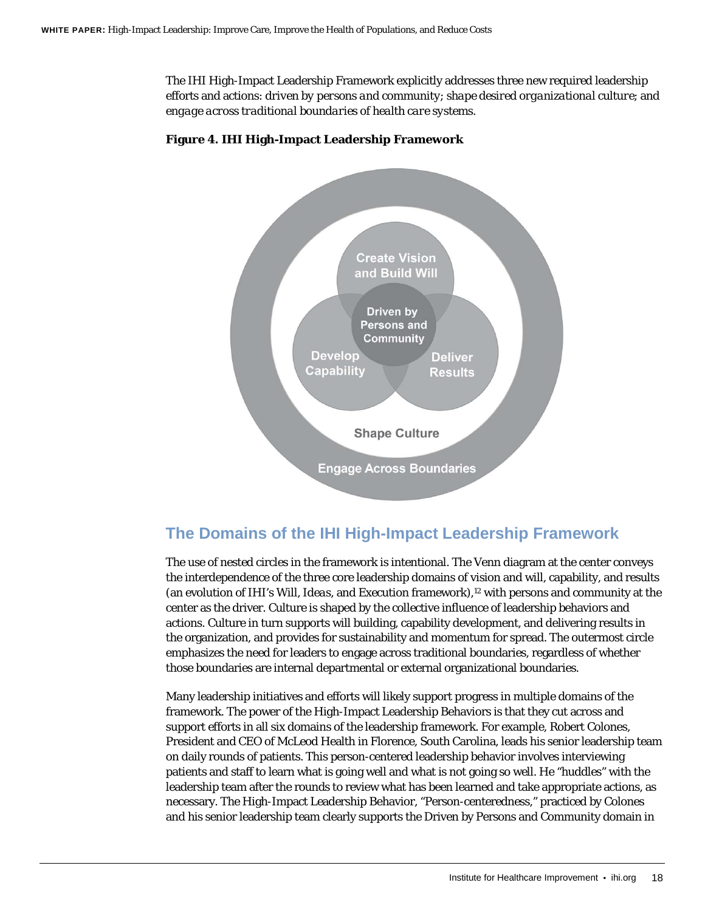The IHI High-Impact Leadership Framework explicitly addresses three new required leadership efforts and actions: *driven by persons and community*; *shape desired organizational culture*; and *engage across traditional boundaries of health care systems*.

**Figure 4. IHI High-Impact Leadership Framework**

Create Vision and Build Will

Driven by Persons and Community

Develop Capability

Deliver Results

Shape Culture

Engage Across Boundaries

## The Domains of the IHI High-Impact Leadership Framework

The use of nested circles in the framework is intentional. The Venn diagram at the center conveys the interdependence of the three core leadership domains of vision and will, capability, and results (an evolution of IHI's Will, Ideas, and Execution framework),[12] with persons and community at the center as the driver. Culture is shaped by the collective influence of leadership behaviors and actions. Culture in turn supports will building, capability development, and delivering results in the organization, and provides for sustainability and momentum for spread. The outermost circle emphasizes the need for leaders to engage across traditional boundaries, regardless of whether those boundaries are internal departmental or external organizational boundaries.

Many leadership initiatives and efforts will likely support progress in multiple domains of the framework. The power of the High-Impact Leadership Behaviors is that they cut across and support efforts in all six domains of the leadership framework. For example, Robert Colones, President and CEO of McLeod Health in Florence, South Carolina, leads his senior leadership team on daily rounds of patients. This person-centered leadership behavior involves interviewing patients and staff to learn what is going well and what is not going so well. He "huddles" with the leadership team after the rounds to review what has been learned and take appropriate actions, as necessary. The High-Impact Leadership Behavior, "Person-centeredness," practiced by Colones and his senior leadership team clearly supports the Driven by Persons and Community domain in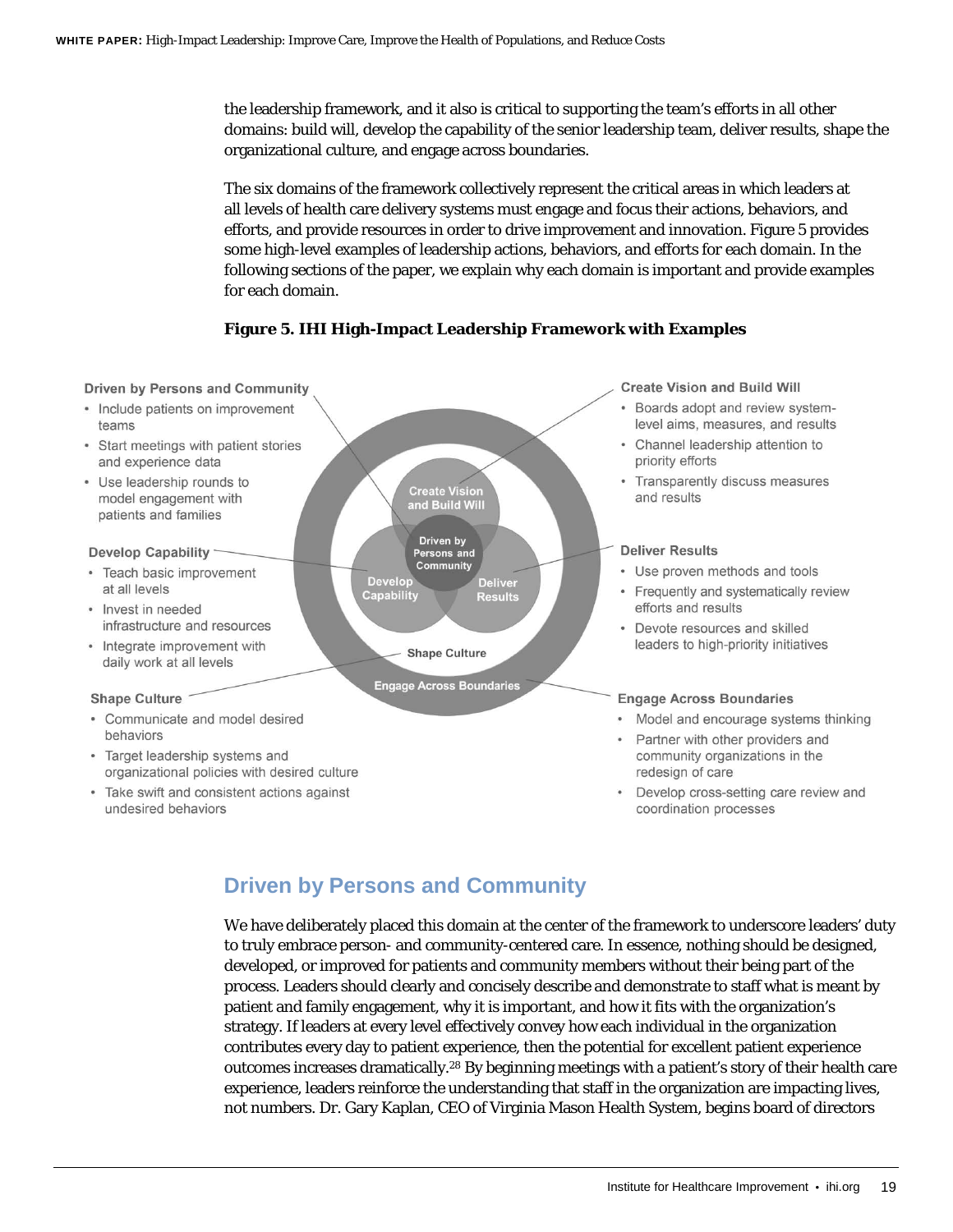the leadership framework, and it also is critical to supporting the team's efforts in all other domains: build will, develop the capability of the senior leadership team, deliver results, shape the organizational culture, and engage across boundaries.

The six domains of the framework collectively represent the critical areas in which leaders at all levels of health care delivery systems must engage and focus their actions, behaviors, and efforts, and provide resources in order to drive improvement and innovation. Figure 5 provides some high-level examples of leadership actions, behaviors, and efforts for each domain. In the following sections of the paper, we explain why each domain is important and provide examples for each domain.

**Figure 5. IHI High-Impact Leadership Framework with Examples**

**Driven by Persons and Community**

- Include patients on improvement teams
- Start meetings with patient stories and experience data
- Use leadership rounds to model engagement with patients and families

**Develop Capability**

- Teach basic improvement at all levels
- Invest in needed infrastructure and resources
- Integrate improvement with daily work at all levels

**Shape Culture**

- Communicate and model desired behaviors
- Target leadership systems and organizational policies with desired culture
- Take swift and consistent actions against undesired behaviors

**Create Vision and Build Will**

- Boards adopt and review system-level aims, measures, and results
- Channel leadership attention to priority efforts
- Transparently discuss measures and results

**Deliver Results**

- Use proven methods and tools
- Frequently and systematically review efforts and results
- Devote resources and skilled leaders to high-priority initiatives

**Engage Across Boundaries**

- Model and encourage systems thinking
- Partner with other providers and community organizations in the redesign of care
- Develop cross-setting care review and coordination processes

## Driven by Persons and Community

We have deliberately placed this domain at the center of the framework to underscore leaders' duty to truly embrace person- and community-centered care. In essence, nothing should be designed, developed, or improved for patients and community members without their being part of the process. Leaders should clearly and concisely describe and demonstrate to staff what is meant by patient and family engagement, why it is important, and how it fits with the organization's strategy. If leaders at every level effectively convey how each individual in the organization contributes every day to patient experience, then the potential for excellent patient experience outcomes increases dramatically.[28] By beginning meetings with a patient's story of their health care experience, leaders reinforce the understanding that staff in the organization are impacting lives, not numbers. Dr. Gary Kaplan, CEO of Virginia Mason Health System, begins board of directors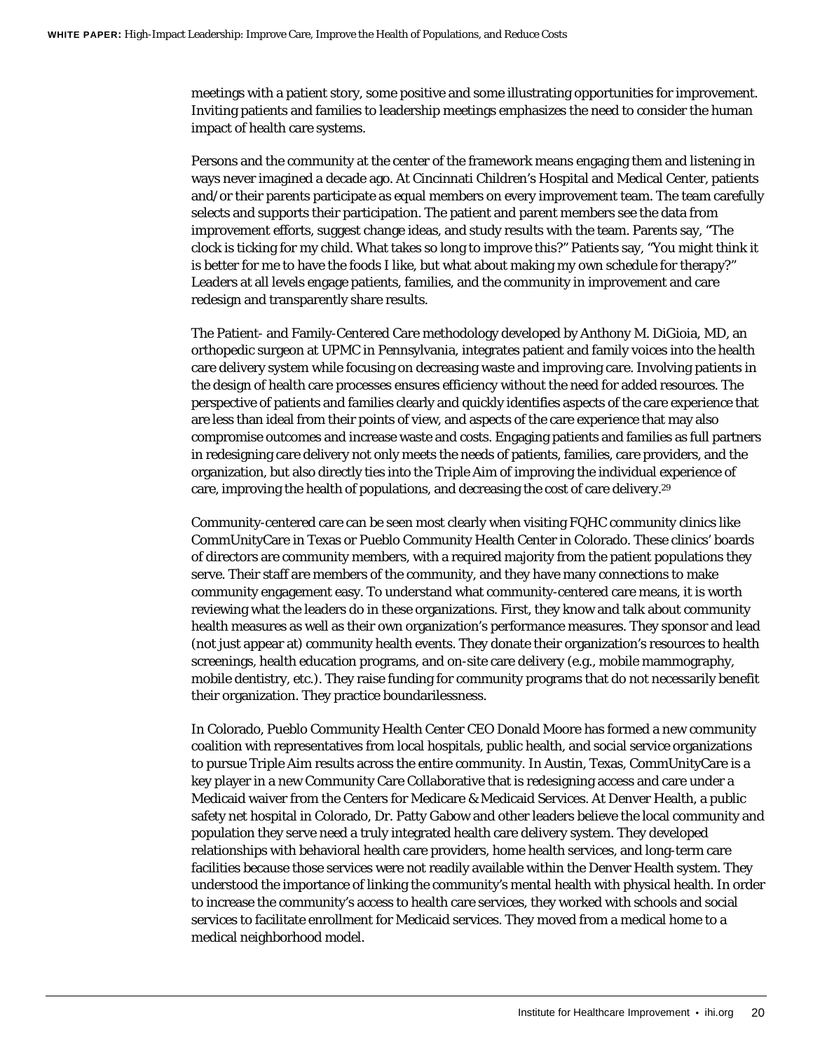meetings with a patient story, some positive and some illustrating opportunities for improvement. Inviting patients and families to leadership meetings emphasizes the need to consider the human impact of health care systems.

Persons and the community at the center of the framework means engaging them and listening in ways never imagined a decade ago. At Cincinnati Children's Hospital and Medical Center, patients and/or their parents participate as equal members on every improvement team. The team carefully selects and supports their participation. The patient and parent members see the data from improvement efforts, suggest change ideas, and study results with the team. Parents say, "The clock is ticking for my child. What takes so long to improve this?" Patients say, "You might think it is better for me to have the foods I like, but what about making my own schedule for therapy?" Leaders at all levels engage patients, families, and the community in improvement and care redesign and transparently share results.

The Patient- and Family-Centered Care methodology developed by Anthony M. DiGioia, MD, an orthopedic surgeon at UPMC in Pennsylvania, integrates patient and family voices into the health care delivery system while focusing on decreasing waste and improving care. Involving patients in the design of health care processes ensures efficiency without the need for added resources. The perspective of patients and families clearly and quickly identifies aspects of the care experience that are less than ideal from their points of view, and aspects of the care experience that may also compromise outcomes and increase waste and costs. Engaging patients and families as full partners in redesigning care delivery not only meets the needs of patients, families, care providers, and the organization, but also directly ties into the Triple Aim of improving the individual experience of care, improving the health of populations, and decreasing the cost of care delivery.[29]

Community-centered care can be seen most clearly when visiting FQHC community clinics like CommUnityCare in Texas or Pueblo Community Health Center in Colorado. These clinics' boards of directors are community members, with a required majority from the patient populations they serve. Their staff are members of the community, and they have many connections to make community engagement easy. To understand what community-centered care means, it is worth reviewing what the leaders do in these organizations. First, they know and talk about community health measures as well as their own organization's performance measures. They sponsor and lead (not just appear at) community health events. They donate their organization's resources to health screenings, health education programs, and on-site care delivery (e.g., mobile mammography, mobile dentistry, etc.). They raise funding for community programs that do not necessarily benefit their organization. They practice boundarilessness.

In Colorado, Pueblo Community Health Center CEO Donald Moore has formed a new community coalition with representatives from local hospitals, public health, and social service organizations to pursue Triple Aim results across the entire community. In Austin, Texas, CommUnityCare is a key player in a new Community Care Collaborative that is redesigning access and care under a Medicaid waiver from the Centers for Medicare & Medicaid Services. At Denver Health, a public safety net hospital in Colorado, Dr. Patty Gabow and other leaders believe the local community and population they serve need a truly integrated health care delivery system. They developed relationships with behavioral health care providers, home health services, and long-term care facilities because those services were not readily available within the Denver Health system. They understood the importance of linking the community's mental health with physical health. In order to increase the community's access to health care services, they worked with schools and social services to facilitate enrollment for Medicaid services. They moved from a medical home to a medical neighborhood model.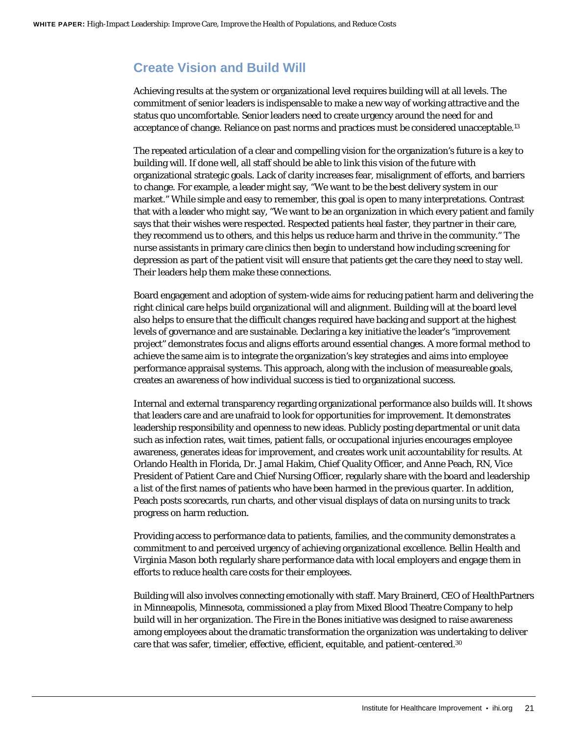## Create Vision and Build Will

Achieving results at the system or organizational level requires building will at all levels. The commitment of senior leaders is indispensable to make a new way of working attractive and the status quo uncomfortable. Senior leaders need to create urgency around the need for and acceptance of change. Reliance on past norms and practices must be considered unacceptable.[13]

The repeated articulation of a clear and compelling vision for the organization's future is a key to building will. If done well, all staff should be able to link this vision of the future with organizational strategic goals. Lack of clarity increases fear, misalignment of efforts, and barriers to change. For example, a leader might say, "We want to be the best delivery system in our market." While simple and easy to remember, this goal is open to many interpretations. Contrast that with a leader who might say, "We want to be an organization in which every patient and family says that their wishes were respected. Respected patients heal faster, they partner in their care, they recommend us to others, and this helps us reduce harm and thrive in the community." The nurse assistants in primary care clinics then begin to understand how including screening for depression as part of the patient visit will ensure that patients get the care they need to stay well. Their leaders help them make these connections.

Board engagement and adoption of system-wide aims for reducing patient harm and delivering the right clinical care helps build organizational will and alignment. Building will at the board level also helps to ensure that the difficult changes required have backing and support at the highest levels of governance and are sustainable. Declaring a key initiative the leader's "improvement project" demonstrates focus and aligns efforts around essential changes. A more formal method to achieve the same aim is to integrate the organization's key strategies and aims into employee performance appraisal systems. This approach, along with the inclusion of measureable goals, creates an awareness of how individual success is tied to organizational success.

Internal and external transparency regarding organizational performance also builds will. It shows that leaders care and are unafraid to look for opportunities for improvement. It demonstrates leadership responsibility and openness to new ideas. Publicly posting departmental or unit data such as infection rates, wait times, patient falls, or occupational injuries encourages employee awareness, generates ideas for improvement, and creates work unit accountability for results. At Orlando Health in Florida, Dr. Jamal Hakim, Chief Quality Officer, and Anne Peach, RN, Vice President of Patient Care and Chief Nursing Officer, regularly share with the board and leadership a list of the first names of patients who have been harmed in the previous quarter. In addition, Peach posts scorecards, run charts, and other visual displays of data on nursing units to track progress on harm reduction.

Providing access to performance data to patients, families, and the community demonstrates a commitment to and perceived urgency of achieving organizational excellence. Bellin Health and Virginia Mason both regularly share performance data with local employers and engage them in efforts to reduce health care costs for their employees.

Building will also involves connecting emotionally with staff. Mary Brainerd, CEO of HealthPartners in Minneapolis, Minnesota, commissioned a play from Mixed Blood Theatre Company to help build will in her organization. The *Fire in the Bones* initiative was designed to raise awareness among employees about the dramatic transformation the organization was undertaking to deliver care that was safer, timelier, effective, efficient, equitable, and patient-centered.[30]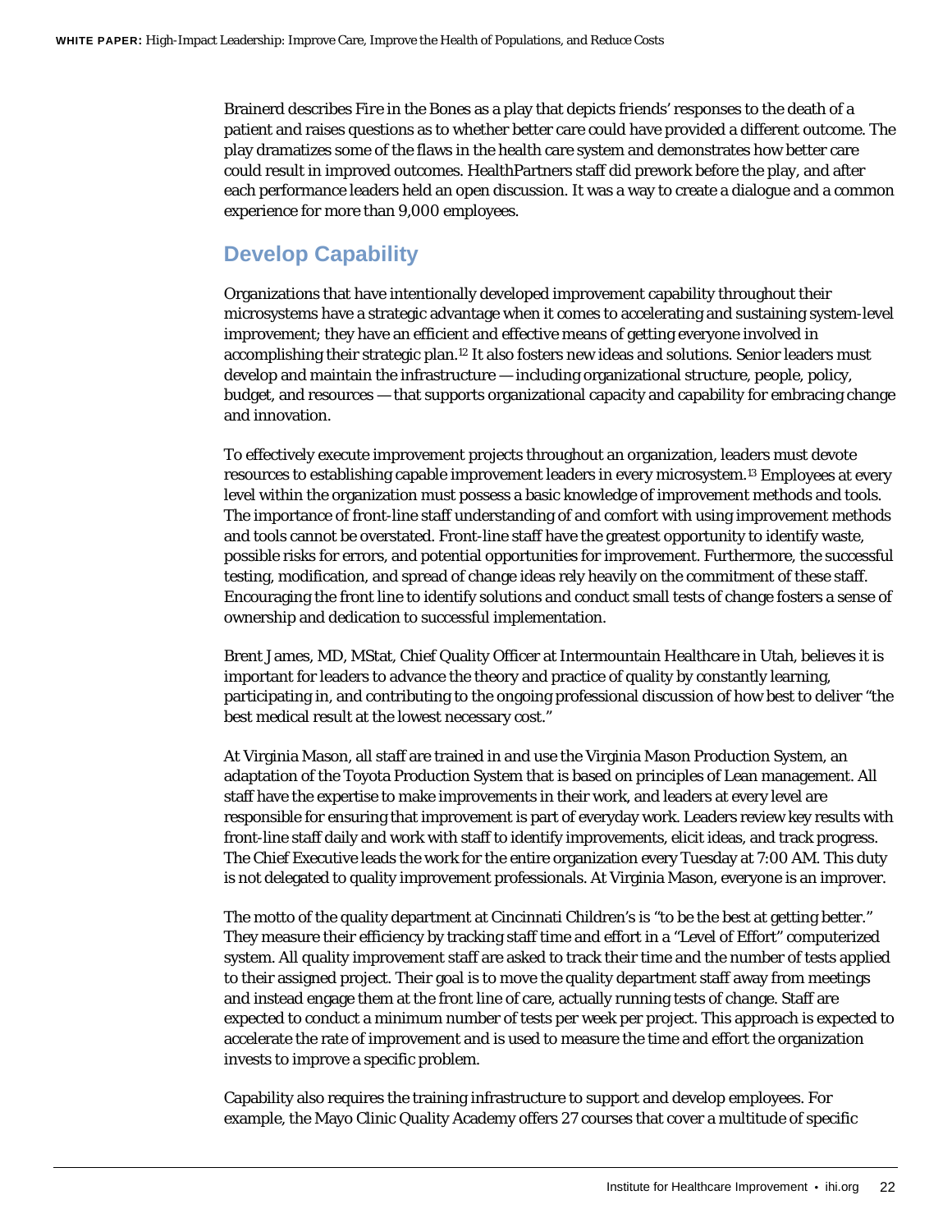Brainerd describes *Fire in the Bones* as a play that depicts friends' responses to the death of a patient and raises questions as to whether better care could have provided a different outcome. The play dramatizes some of the flaws in the health care system and demonstrates how better care could result in improved outcomes. HealthPartners staff did prework before the play, and after each performance leaders held an open discussion. It was a way to create a dialogue and a common experience for more than 9,000 employees.

## Develop Capability

Organizations that have intentionally developed improvement capability throughout their microsystems have a strategic advantage when it comes to accelerating and sustaining system-level improvement; they have an efficient and effective means of getting everyone involved in accomplishing their strategic plan.[12] It also fosters new ideas and solutions. Senior leaders must develop and maintain the infrastructure — including organizational structure, people, policy, budget, and resources — that supports organizational capacity and capability for embracing change and innovation.

To effectively execute improvement projects throughout an organization, leaders must devote resources to establishing capable improvement leaders in every microsystem.[13] Employees at every level within the organization must possess a basic knowledge of improvement methods and tools. The importance of front-line staff understanding of and comfort with using improvement methods and tools cannot be overstated. Front-line staff have the greatest opportunity to identify waste, possible risks for errors, and potential opportunities for improvement. Furthermore, the successful testing, modification, and spread of change ideas rely heavily on the commitment of these staff. Encouraging the front line to identify solutions and conduct small tests of change fosters a sense of ownership and dedication to successful implementation.

Brent James, MD, MStat, Chief Quality Officer at Intermountain Healthcare in Utah, believes it is important for leaders to advance the theory and practice of quality by constantly learning, participating in, and contributing to the ongoing professional discussion of how best to deliver "the best medical result at the lowest necessary cost."

At Virginia Mason, all staff are trained in and use the Virginia Mason Production System, an adaptation of the Toyota Production System that is based on principles of Lean management. All staff have the expertise to make improvements in their work, and leaders at every level are responsible for ensuring that improvement is part of everyday work. Leaders review key results with front-line staff daily and work with staff to identify improvements, elicit ideas, and track progress. The Chief Executive leads the work for the entire organization every Tuesday at 7:00 AM. This duty is not delegated to quality improvement professionals. At Virginia Mason, everyone is an improver.

The motto of the quality department at Cincinnati Children's is "to be the best at getting better." They measure their efficiency by tracking staff time and effort in a "Level of Effort" computerized system. All quality improvement staff are asked to track their time and the number of tests applied to their assigned project. Their goal is to move the quality department staff away from meetings and instead engage them at the front line of care, actually running tests of change. Staff are expected to conduct a minimum number of tests per week per project. This approach is expected to accelerate the rate of improvement and is used to measure the time and effort the organization invests to improve a specific problem.

Capability also requires the training infrastructure to support and develop employees. For example, the Mayo Clinic Quality Academy offers 27 courses that cover a multitude of specific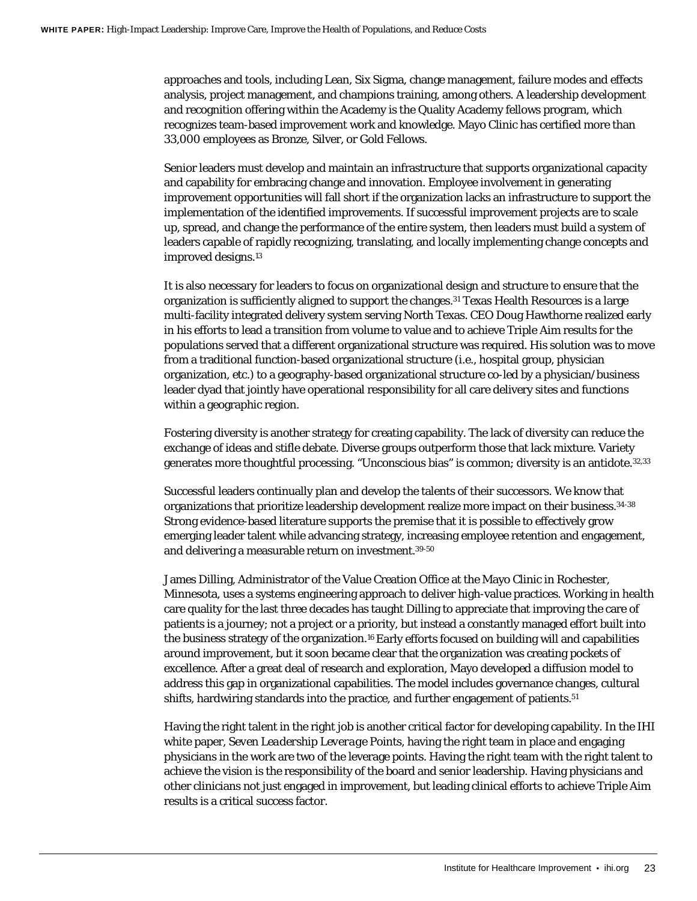approaches and tools, including Lean, Six Sigma, change management, failure modes and effects analysis, project management, and champions training, among others. A leadership development and recognition offering within the Academy is the Quality Academy fellows program, which recognizes team-based improvement work and knowledge. Mayo Clinic has certified more than 33,000 employees as Bronze, Silver, or Gold Fellows.

Senior leaders must develop and maintain an infrastructure that supports organizational capacity and capability for embracing change and innovation. Employee involvement in generating improvement opportunities will fall short if the organization lacks an infrastructure to support the implementation of the identified improvements. If successful improvement projects are to scale up, spread, and change the performance of the entire system, then leaders must build a system of leaders capable of rapidly recognizing, translating, and locally implementing change concepts and improved designs.[13]

It is also necessary for leaders to focus on organizational design and structure to ensure that the organization is sufficiently aligned to support the changes.[31] Texas Health Resources is a large multi-facility integrated delivery system serving North Texas. CEO Doug Hawthorne realized early in his efforts to lead a transition from volume to value and to achieve Triple Aim results for the populations served that a different organizational structure was required. His solution was to move from a traditional function-based organizational structure (i.e., hospital group, physician organization, etc.) to a geography-based organizational structure co-led by a physician/business leader dyad that jointly have operational responsibility for all care delivery sites and functions within a geographic region.

Fostering diversity is another strategy for creating capability. The lack of diversity can reduce the exchange of ideas and stifle debate. Diverse groups outperform those that lack mixture. Variety generates more thoughtful processing. "Unconscious bias" is common; diversity is an antidote.[32,33]

Successful leaders continually plan and develop the talents of their successors. We know that organizations that prioritize leadership development realize more impact on their business.[34-38] Strong evidence-based literature supports the premise that it is possible to effectively grow emerging leader talent while advancing strategy, increasing employee retention and engagement, and delivering a measurable return on investment.[39-50]

James Dilling, Administrator of the Value Creation Office at the Mayo Clinic in Rochester, Minnesota, uses a systems engineering approach to deliver high-value practices. Working in health care quality for the last three decades has taught Dilling to appreciate that improving the care of patients is a journey; not a project or a priority, but instead a constantly managed effort built into the business strategy of the organization.[16] Early efforts focused on building will and capabilities around improvement, but it soon became clear that the organization was creating pockets of excellence. After a great deal of research and exploration, Mayo developed a diffusion model to address this gap in organizational capabilities. The model includes governance changes, cultural shifts, hardwiring standards into the practice, and further engagement of patients.[51]

Having the right talent in the right job is another critical factor for developing capability. In the IHI white paper, *Seven Leadership Leverage Points*, having the right team in place and engaging physicians in the work are two of the leverage points. Having the right team with the right talent to achieve the vision is the responsibility of the board and senior leadership. Having physicians and other clinicians not just engaged in improvement, but leading clinical efforts to achieve Triple Aim results is a critical success factor.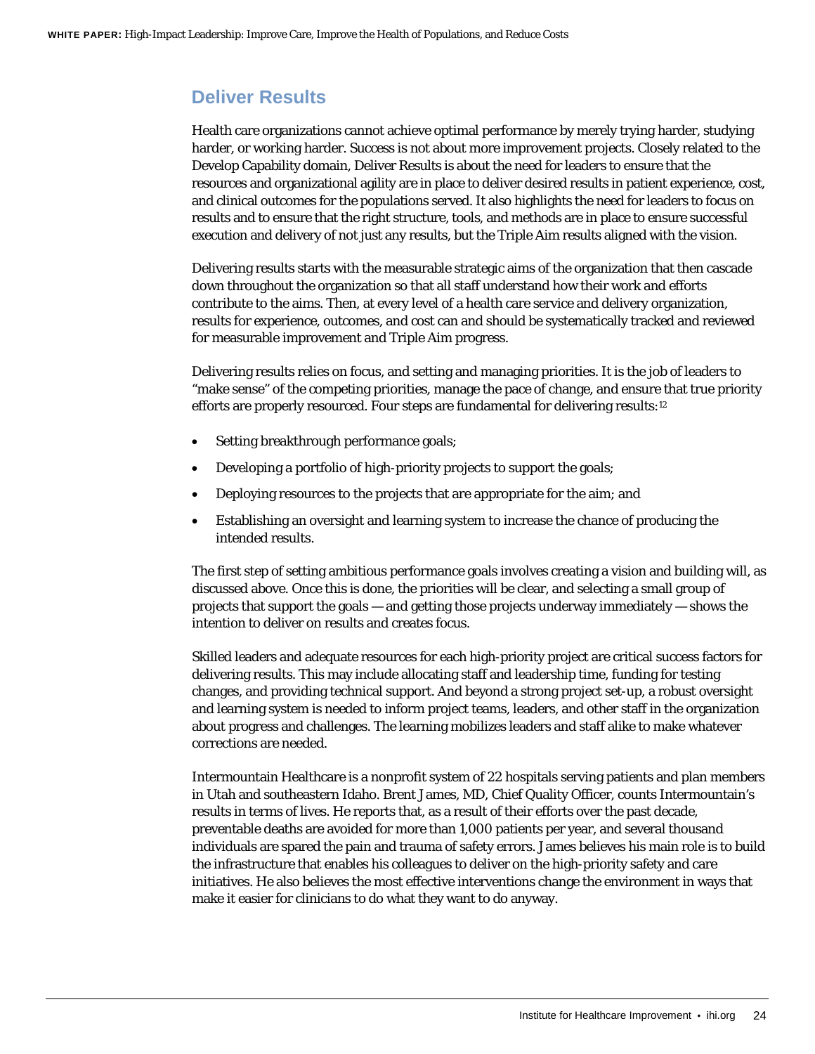## Deliver Results

Health care organizations cannot achieve optimal performance by merely trying harder, studying harder, or working harder. Success is not about more improvement projects. Closely related to the Develop Capability domain, Deliver Results is about the need for leaders to ensure that the resources and organizational agility are in place to deliver desired results in patient experience, cost, and clinical outcomes for the populations served. It also highlights the need for leaders to focus on results and to ensure that the right structure, tools, and methods are in place to ensure successful execution and delivery of not just any results, but the Triple Aim results aligned with the vision.

Delivering results starts with the measurable strategic aims of the organization that then cascade down throughout the organization so that all staff understand how their work and efforts contribute to the aims. Then, at every level of a health care service and delivery organization, results for experience, outcomes, and cost can and should be systematically tracked and reviewed for measurable improvement and Triple Aim progress.

Delivering results relies on focus, and setting and managing priorities. It is the job of leaders to "make sense" of the competing priorities, manage the pace of change, and ensure that true priority efforts are properly resourced. Four steps are fundamental for delivering results:[12]

- Setting breakthrough performance goals;
- Developing a portfolio of high-priority projects to support the goals;
- Deploying resources to the projects that are appropriate for the aim; and
- Establishing an oversight and learning system to increase the chance of producing the intended results.

The first step of setting ambitious performance goals involves creating a vision and building will, as discussed above. Once this is done, the priorities will be clear, and selecting a small group of projects that support the goals — and getting those projects underway immediately — shows the intention to deliver on results and creates focus.

Skilled leaders and adequate resources for each high-priority project are critical success factors for delivering results. This may include allocating staff and leadership time, funding for testing changes, and providing technical support. And beyond a strong project set-up, a robust oversight and learning system is needed to inform project teams, leaders, and other staff in the organization about progress and challenges. The learning mobilizes leaders and staff alike to make whatever corrections are needed.

Intermountain Healthcare is a nonprofit system of 22 hospitals serving patients and plan members in Utah and southeastern Idaho. Brent James, MD, Chief Quality Officer, counts Intermountain's results in terms of lives. He reports that, as a result of their efforts over the past decade, preventable deaths are avoided for more than 1,000 patients per year, and several thousand individuals are spared the pain and trauma of safety errors. James believes his main role is to build the infrastructure that enables his colleagues to deliver on the high-priority safety and care initiatives. He also believes the most effective interventions change the environment in ways that make it easier for clinicians to do what they want to do anyway.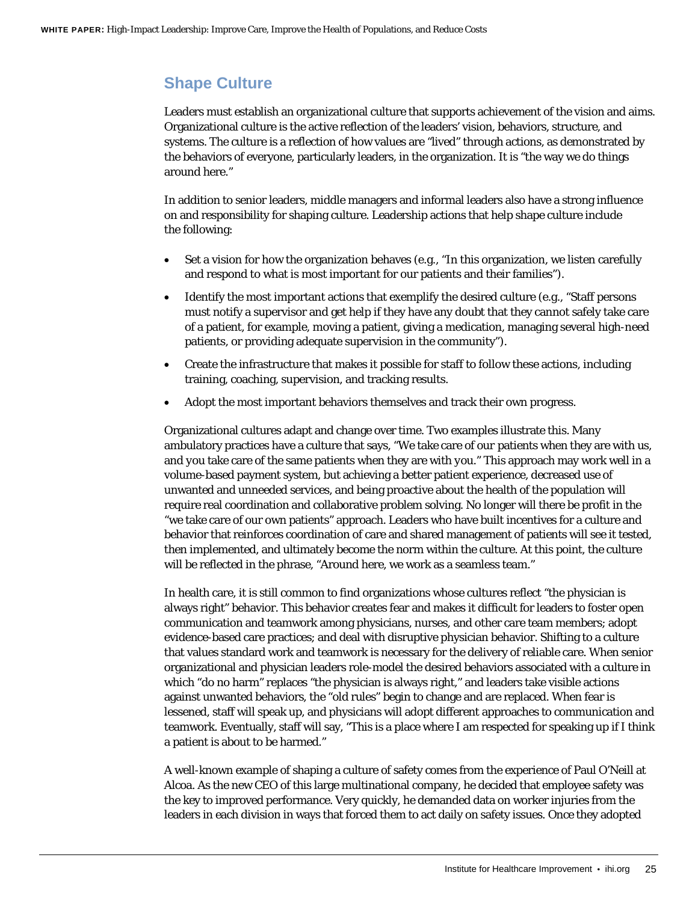## Shape Culture

Leaders must establish an organizational culture that supports achievement of the vision and aims. Organizational culture is the active reflection of the leaders' vision, behaviors, structure, and systems. The culture is a reflection of how values are "lived" through actions, as demonstrated by the behaviors of everyone, particularly leaders, in the organization. It is "the way we do things around here."

In addition to senior leaders, middle managers and informal leaders also have a strong influence on and responsibility for shaping culture. Leadership actions that help shape culture include the following:

- Set a vision for how the organization behaves (e.g., "In this organization, we listen carefully and respond to what is most important for our patients and their families").
- Identify the most important actions that exemplify the desired culture (e.g., "Staff persons must notify a supervisor and get help if they have any doubt that they cannot safely take care of a patient, for example, moving a patient, giving a medication, managing several high-need patients, or providing adequate supervision in the community").
- Create the infrastructure that makes it possible for staff to follow these actions, including training, coaching, supervision, and tracking results.
- Adopt the most important behaviors themselves and track their own progress.

Organizational cultures adapt and change over time. Two examples illustrate this. Many ambulatory practices have a culture that says, "We take care of our patients when they are with us, and you take care of the same patients when they are with you." This approach may work well in a volume-based payment system, but achieving a better patient experience, decreased use of unwanted and unneeded services, and being proactive about the health of the population will require real coordination and collaborative problem solving. No longer will there be profit in the "we take care of our own patients" approach. Leaders who have built incentives for a culture and behavior that reinforces coordination of care and shared management of patients will see it tested, then implemented, and ultimately become the norm within the culture. At this point, the culture will be reflected in the phrase, "Around here, we work as a seamless team."

In health care, it is still common to find organizations whose cultures reflect "the physician is always right" behavior. This behavior creates fear and makes it difficult for leaders to foster open communication and teamwork among physicians, nurses, and other care team members; adopt evidence-based care practices; and deal with disruptive physician behavior. Shifting to a culture that values standard work and teamwork is necessary for the delivery of reliable care. When senior organizational and physician leaders role-model the desired behaviors associated with a culture in which "do no harm" replaces "the physician is always right," and leaders take visible actions against unwanted behaviors, the "old rules" begin to change and are replaced. When fear is lessened, staff will speak up, and physicians will adopt different approaches to communication and teamwork. Eventually, staff will say, "This is a place where I am respected for speaking up if I think a patient is about to be harmed."

A well-known example of shaping a culture of safety comes from the experience of Paul O'Neill at Alcoa. As the new CEO of this large multinational company, he decided that employee safety was the key to improved performance. Very quickly, he demanded data on worker injuries from the leaders in each division in ways that forced them to act daily on safety issues. Once they adopted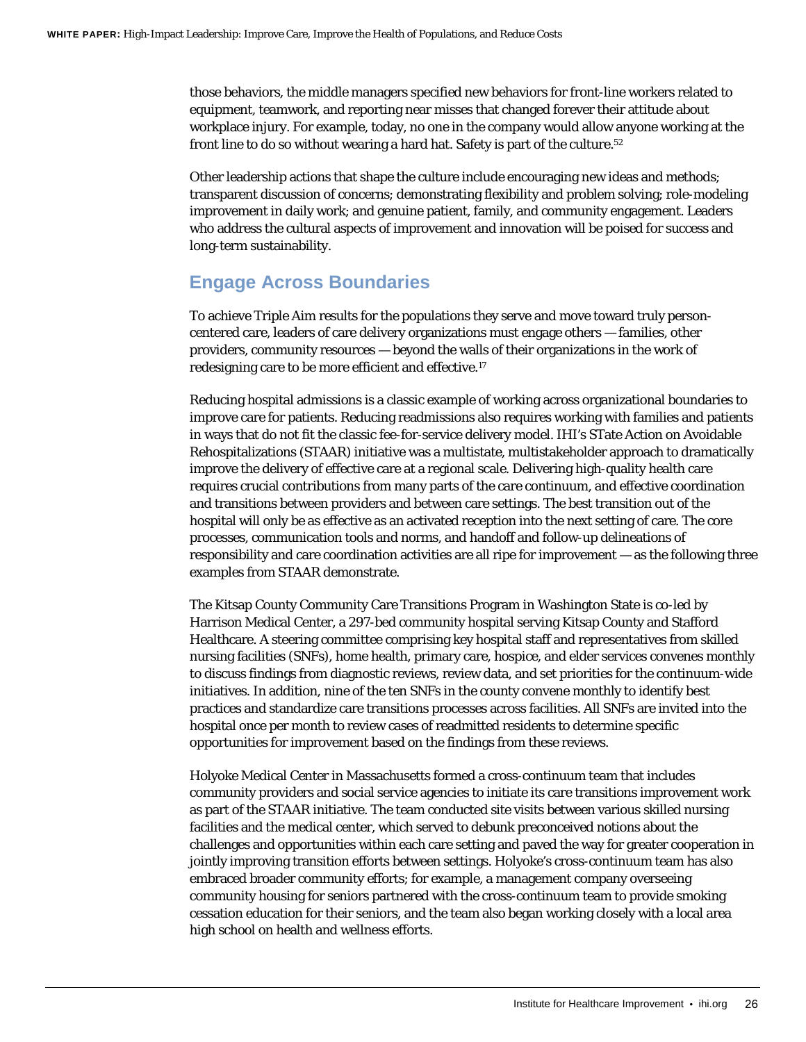those behaviors, the middle managers specified new behaviors for front-line workers related to equipment, teamwork, and reporting near misses that changed forever their attitude about workplace injury. For example, today, no one in the company would allow anyone working at the front line to do so without wearing a hard hat. Safety is part of the culture.[52]

Other leadership actions that shape the culture include encouraging new ideas and methods; transparent discussion of concerns; demonstrating flexibility and problem solving; role-modeling improvement in daily work; and genuine patient, family, and community engagement. Leaders who address the cultural aspects of improvement and innovation will be poised for success and long-term sustainability.

## Engage Across Boundaries

To achieve Triple Aim results for the populations they serve and move toward truly person-centered care, leaders of care delivery organizations must engage others — families, other providers, community resources — beyond the walls of their organizations in the work of redesigning care to be more efficient and effective.[17]

Reducing hospital admissions is a classic example of working across organizational boundaries to improve care for patients. Reducing readmissions also requires working with families and patients in ways that do not fit the classic fee-for-service delivery model. IHI's STate Action on Avoidable Rehospitalizations (STAAR) initiative was a multistate, multistakeholder approach to dramatically improve the delivery of effective care at a regional scale. Delivering high-quality health care requires crucial contributions from many parts of the care continuum, and effective coordination and transitions between providers and between care settings. The best transition out of the hospital will only be as effective as an activated reception into the next setting of care. The core processes, communication tools and norms, and handoff and follow-up delineations of responsibility and care coordination activities are all ripe for improvement — as the following three examples from STAAR demonstrate.

The Kitsap County Community Care Transitions Program in Washington State is co-led by Harrison Medical Center, a 297-bed community hospital serving Kitsap County and Stafford Healthcare. A steering committee comprising key hospital staff and representatives from skilled nursing facilities (SNFs), home health, primary care, hospice, and elder services convenes monthly to discuss findings from diagnostic reviews, review data, and set priorities for the continuum-wide initiatives. In addition, nine of the ten SNFs in the county convene monthly to identify best practices and standardize care transitions processes across facilities. All SNFs are invited into the hospital once per month to review cases of readmitted residents to determine specific opportunities for improvement based on the findings from these reviews.

Holyoke Medical Center in Massachusetts formed a cross-continuum team that includes community providers and social service agencies to initiate its care transitions improvement work as part of the STAAR initiative. The team conducted site visits between various skilled nursing facilities and the medical center, which served to debunk preconceived notions about the challenges and opportunities within each care setting and paved the way for greater cooperation in jointly improving transition efforts between settings. Holyoke's cross-continuum team has also embraced broader community efforts; for example, a management company overseeing community housing for seniors partnered with the cross-continuum team to provide smoking cessation education for their seniors, and the team also began working closely with a local area high school on health and wellness efforts.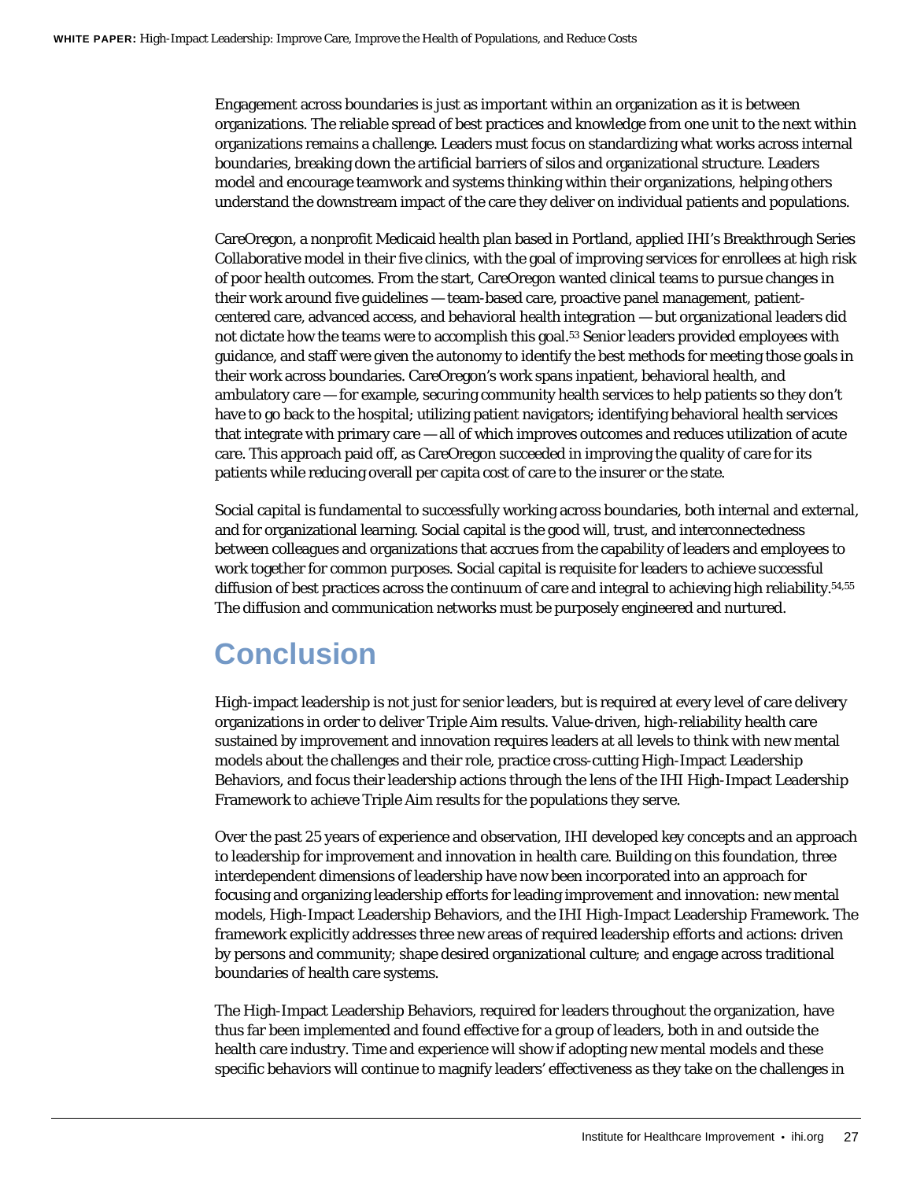Engagement across boundaries is just as important within an organization as it is between organizations. The reliable spread of best practices and knowledge from one unit to the next within organizations remains a challenge. Leaders must focus on standardizing what works across internal boundaries, breaking down the artificial barriers of silos and organizational structure. Leaders model and encourage teamwork and systems thinking within their organizations, helping others understand the downstream impact of the care they deliver on individual patients and populations.

CareOregon, a nonprofit Medicaid health plan based in Portland, applied IHI's Breakthrough Series Collaborative model in their five clinics, with the goal of improving services for enrollees at high risk of poor health outcomes. From the start, CareOregon wanted clinical teams to pursue changes in their work around five guidelines — team-based care, proactive panel management, patient-centered care, advanced access, and behavioral health integration — but organizational leaders did not dictate how the teams were to accomplish this goal.[53] Senior leaders provided employees with guidance, and staff were given the autonomy to identify the best methods for meeting those goals in their work across boundaries. CareOregon's work spans inpatient, behavioral health, and ambulatory care — for example, securing community health services to help patients so they don't have to go back to the hospital; utilizing patient navigators; identifying behavioral health services that integrate with primary care — all of which improves outcomes and reduces utilization of acute care. This approach paid off, as CareOregon succeeded in improving the quality of care for its patients while reducing overall per capita cost of care to the insurer or the state.

Social capital is fundamental to successfully working across boundaries, both internal and external, and for organizational learning. Social capital is the good will, trust, and interconnectedness between colleagues and organizations that accrues from the capability of leaders and employees to work together for common purposes. Social capital is requisite for leaders to achieve successful diffusion of best practices across the continuum of care and integral to achieving high reliability.[54,55] The diffusion and communication networks must be purposely engineered and nurtured.

# Conclusion

High-impact leadership is not just for senior leaders, but is required at every level of care delivery organizations in order to deliver Triple Aim results. Value-driven, high-reliability health care sustained by improvement and innovation requires leaders at all levels to think with new mental models about the challenges and their role, practice cross-cutting High-Impact Leadership Behaviors, and focus their leadership actions through the lens of the IHI High-Impact Leadership Framework to achieve Triple Aim results for the populations they serve.

Over the past 25 years of experience and observation, IHI developed key concepts and an approach to leadership for improvement and innovation in health care. Building on this foundation, three interdependent dimensions of leadership have now been incorporated into an approach for focusing and organizing leadership efforts for leading improvement and innovation: new mental models, High-Impact Leadership Behaviors, and the IHI High-Impact Leadership Framework. The framework explicitly addresses three new areas of required leadership efforts and actions: driven by persons and community; shape desired organizational culture; and engage across traditional boundaries of health care systems.

The High-Impact Leadership Behaviors, required for leaders throughout the organization, have thus far been implemented and found effective for a group of leaders, both in and outside the health care industry. Time and experience will show if adopting new mental models and these specific behaviors will continue to magnify leaders' effectiveness as they take on the challenges in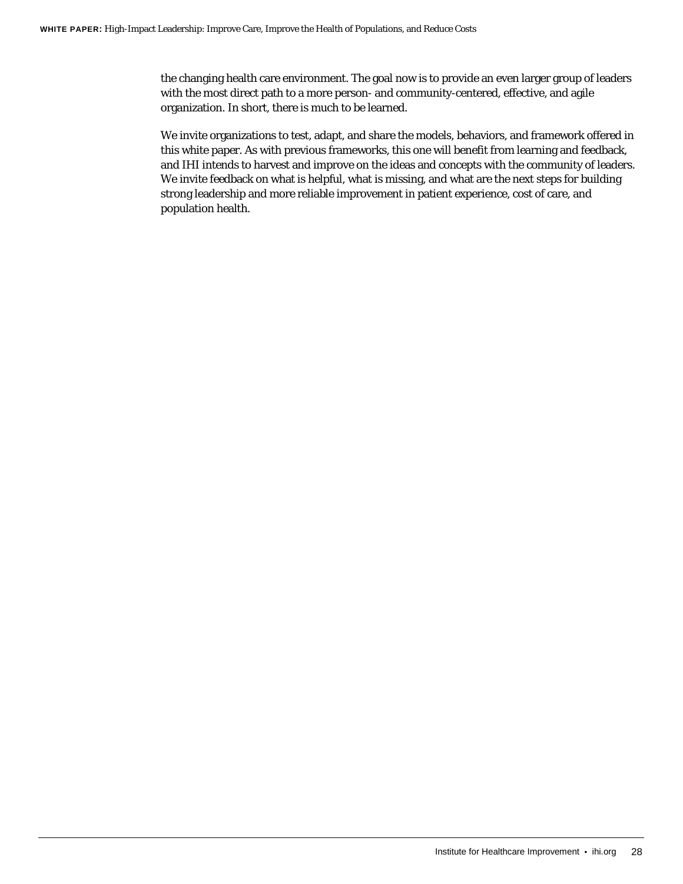the changing health care environment. The goal now is to provide an even larger group of leaders with the most direct path to a more person- and community-centered, effective, and agile organization. In short, there is much to be learned.

We invite organizations to test, adapt, and share the models, behaviors, and framework offered in this white paper. As with previous frameworks, this one will benefit from learning and feedback, and IHI intends to harvest and improve on the ideas and concepts with the community of leaders. We invite feedback on what is helpful, what is missing, and what are the next steps for building strong leadership and more reliable improvement in patient experience, cost of care, and population health.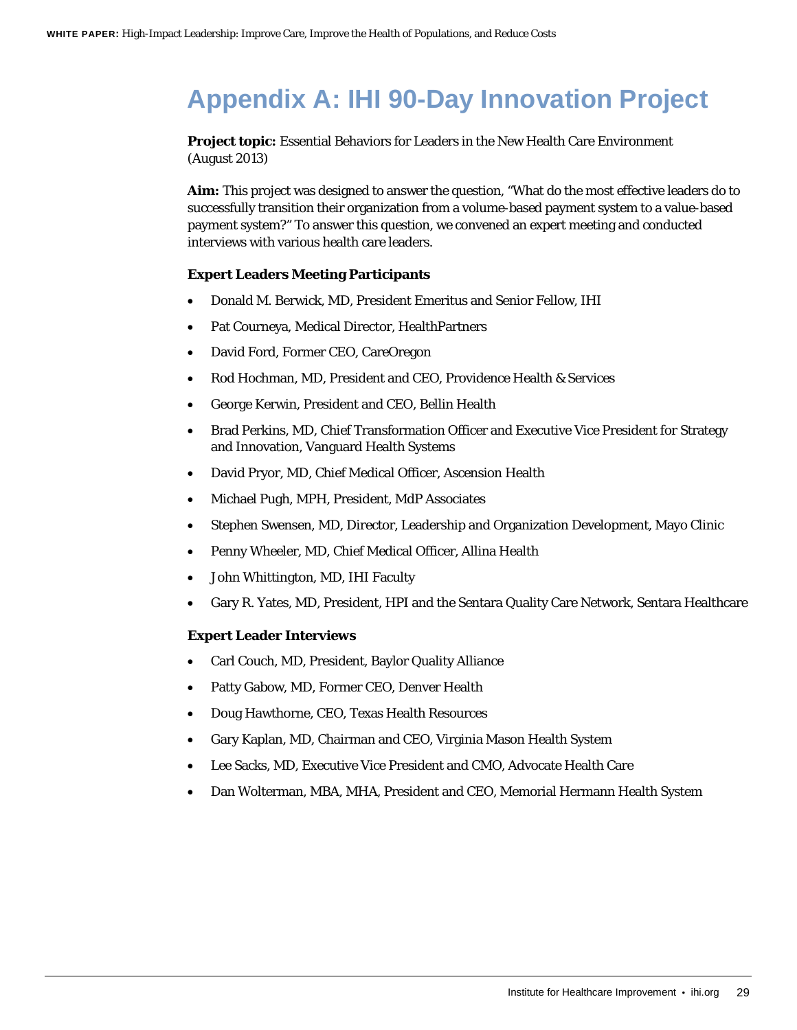# Appendix A: IHI 90-Day Innovation Project

**Project topic:** Essential Behaviors for Leaders in the New Health Care Environment (August 2013)

**Aim:** This project was designed to answer the question, "What do the most effective leaders do to successfully transition their organization from a volume-based payment system to a value-based payment system?" To answer this question, we convened an expert meeting and conducted interviews with various health care leaders.

### Expert Leaders Meeting Participants

- Donald M. Berwick, MD, President Emeritus and Senior Fellow, IHI
- Pat Courneya, Medical Director, HealthPartners
- David Ford, Former CEO, CareOregon
- Rod Hochman, MD, President and CEO, Providence Health & Services
- George Kerwin, President and CEO, Bellin Health
- Brad Perkins, MD, Chief Transformation Officer and Executive Vice President for Strategy and Innovation, Vanguard Health Systems
- David Pryor, MD, Chief Medical Officer, Ascension Health
- Michael Pugh, MPH, President, MdP Associates
- Stephen Swensen, MD, Director, Leadership and Organization Development, Mayo Clinic
- Penny Wheeler, MD, Chief Medical Officer, Allina Health
- John Whittington, MD, IHI Faculty
- Gary R. Yates, MD, President, HPI and the Sentara Quality Care Network, Sentara Healthcare

### Expert Leader Interviews

- Carl Couch, MD, President, Baylor Quality Alliance
- Patty Gabow, MD, Former CEO, Denver Health
- Doug Hawthorne, CEO, Texas Health Resources
- Gary Kaplan, MD, Chairman and CEO, Virginia Mason Health System
- Lee Sacks, MD, Executive Vice President and CMO, Advocate Health Care
- Dan Wolterman, MBA, MHA, President and CEO, Memorial Hermann Health System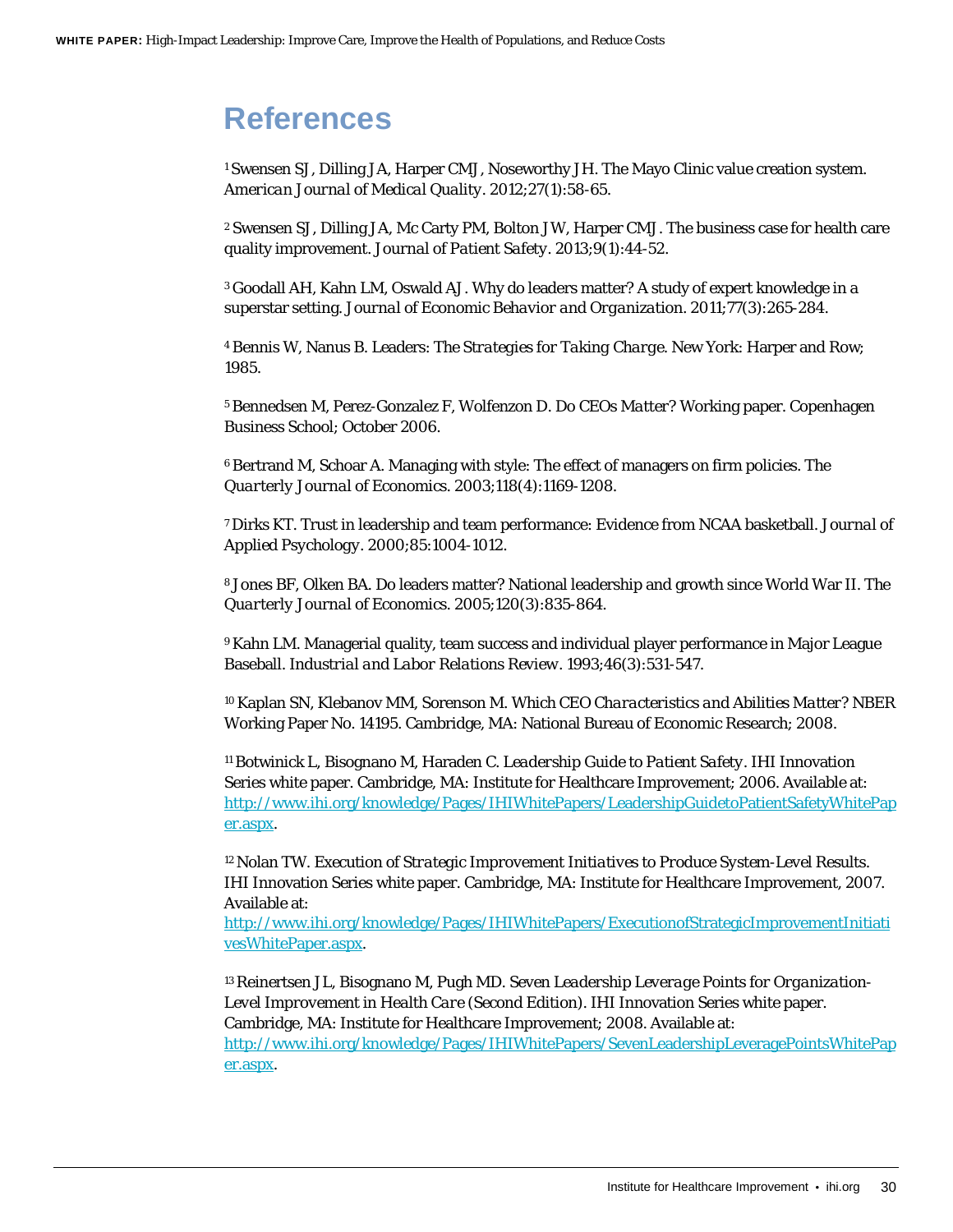# References

[1] Swensen SJ, Dilling JA, Harper CMJ, Noseworthy JH. The Mayo Clinic value creation system. *American Journal of Medical Quality*. 2012;27(1):58-65.

[2] Swensen SJ, Dilling JA, Mc Carty PM, Bolton JW, Harper CMJ. The business case for health care quality improvement. *Journal of Patient Safety*. 2013;9(1):44-52.

[3] Goodall AH, Kahn LM, Oswald AJ. Why do leaders matter? A study of expert knowledge in a superstar setting. *Journal of Economic Behavior and Organization*. 2011;77(3):265-284.

[4] Bennis W, Nanus B. *Leaders: The Strategies for Taking Charge*. New York: Harper and Row; 1985.

[5] Bennedsen M, Perez-Gonzalez F, Wolfenzon D. *Do CEOs Matter?* Working paper. Copenhagen Business School; October 2006.

[6] Bertrand M, Schoar A. Managing with style: The effect of managers on firm policies. *The Quarterly Journal of Economics*. 2003;118(4):1169-1208.

[7] Dirks KT. Trust in leadership and team performance: Evidence from NCAA basketball. *Journal of Applied Psychology*. 2000;85:1004-1012.

[8] Jones BF, Olken BA. Do leaders matter? National leadership and growth since World War II. *The Quarterly Journal of Economics*. 2005;120(3):835-864.

[9] Kahn LM. Managerial quality, team success and individual player performance in Major League Baseball. *Industrial and Labor Relations Review*. 1993;46(3):531-547.

[10] Kaplan SN, Klebanov MM, Sorenson M. *Which CEO Characteristics and Abilities Matter?* NBER Working Paper No. 14195. Cambridge, MA: National Bureau of Economic Research; 2008.

[11] Botwinick L, Bisognano M, Haraden C. *Leadership Guide to Patient Safety*. IHI Innovation Series white paper. Cambridge, MA: Institute for Healthcare Improvement; 2006. Available at: http://www.ihi.org/knowledge/Pages/IHIWhitePapers/LeadershipGuidetoPatientSafetyWhitePaper.aspx.

[12] Nolan TW. *Execution of Strategic Improvement Initiatives to Produce System-Level Results*. IHI Innovation Series white paper. Cambridge, MA: Institute for Healthcare Improvement, 2007. Available at: http://www.ihi.org/knowledge/Pages/IHIWhitePapers/ExecutionofStrategicImprovementInitiativesWhitePaper.aspx.

[13] Reinertsen JL, Bisognano M, Pugh MD. *Seven Leadership Leverage Points for Organization-Level Improvement in Health Care (Second Edition)*. IHI Innovation Series white paper. Cambridge, MA: Institute for Healthcare Improvement; 2008. Available at: http://www.ihi.org/knowledge/Pages/IHIWhitePapers/SevenLeadershipLeveragePointsWhitePaper.aspx.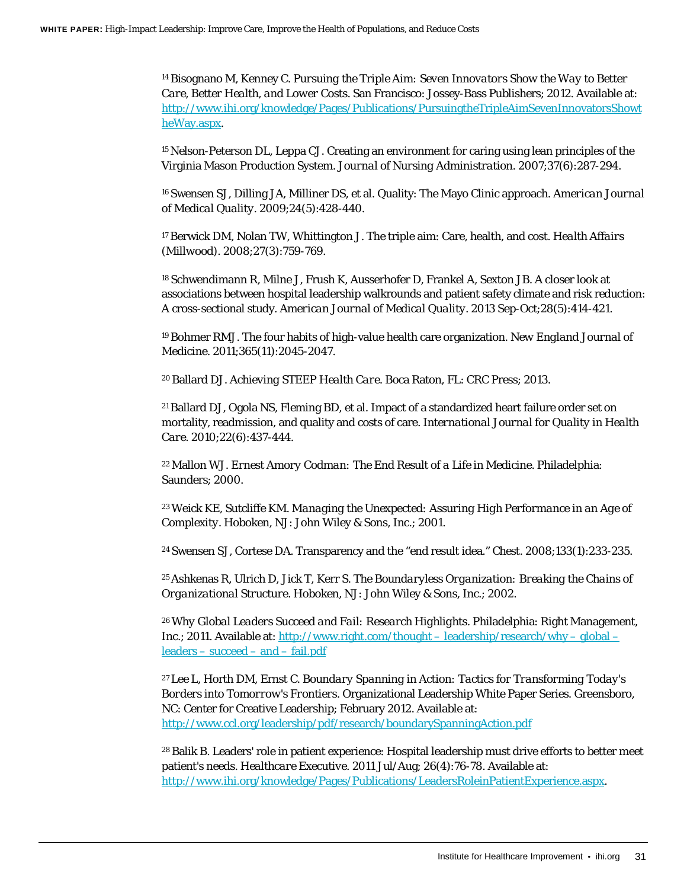[14] Bisognano M, Kenney C. *Pursuing the Triple Aim: Seven Innovators Show the Way to Better Care, Better Health, and Lower Costs*. San Francisco: Jossey-Bass Publishers; 2012. Available at: http://www.ihi.org/knowledge/Pages/Publications/PursuingtheTripleAimSevenInnovatorsShowtheWay.aspx.

[15] Nelson-Peterson DL, Leppa CJ. Creating an environment for caring using lean principles of the Virginia Mason Production System. *Journal of Nursing Administration*. 2007;37(6):287-294.

[16] Swensen SJ, Dilling JA, Milliner DS, et al. Quality: The Mayo Clinic approach. *American Journal of Medical Quality*. 2009;24(5):428-440.

[17] Berwick DM, Nolan TW, Whittington J. The triple aim: Care, health, and cost. *Health Affairs* (Millwood). 2008;27(3):759-769.

[18] Schwendimann R, Milne J, Frush K, Ausserhofer D, Frankel A, Sexton JB. A closer look at associations between hospital leadership walkrounds and patient safety climate and risk reduction: A cross-sectional study. *American Journal of Medical Quality*. 2013 Sep-Oct;28(5):414-421.

[19] Bohmer RMJ. The four habits of high-value health care organization. *New England Journal of Medicine*. 2011;365(11):2045-2047.

[20] Ballard DJ. *Achieving STEEP Health Care*. Boca Raton, FL: CRC Press; 2013.

[21] Ballard DJ, Ogola NS, Fleming BD, et al. Impact of a standardized heart failure order set on mortality, readmission, and quality and costs of care. *International Journal for Quality in Health Care*. 2010;22(6):437-444.

[22] Mallon WJ. *Ernest Amory Codman: The End Result of a Life in Medicine*. Philadelphia: Saunders; 2000.

[23] Weick KE, Sutcliffe KM. *Managing the Unexpected: Assuring High Performance in an Age of Complexity*. Hoboken, NJ: John Wiley & Sons, Inc.; 2001.

[24] Swensen SJ, Cortese DA. Transparency and the "end result idea." Chest. 2008;133(1):233-235.

[25] Ashkenas R, Ulrich D, Jick T, Kerr S. *The Boundaryless Organization: Breaking the Chains of Organizational Structure*. Hoboken, NJ: John Wiley & Sons, Inc.; 2002.

[26] *Why Global Leaders Succeed and Fail: Research Highlights*. Philadelphia: Right Management, Inc.; 2011. Available at: http://www.right.com/thought – leadership/research/why – global – leaders – succeed – and – fail.pdf

[27] Lee L, Horth DM, Ernst C. *Boundary Spanning in Action: Tactics for Transforming Today's Borders into Tomorrow's Frontiers*. Organizational Leadership White Paper Series. Greensboro, NC: Center for Creative Leadership; February 2012. Available at: http://www.ccl.org/leadership/pdf/research/boundarySpanningAction.pdf

[28] Balik B. Leaders' role in patient experience: Hospital leadership must drive efforts to better meet patient's needs. *Healthcare Executive*. 2011 Jul/Aug; 26(4):76-78. Available at: http://www.ihi.org/knowledge/Pages/Publications/LeadersRoleinPatientExperience.aspx.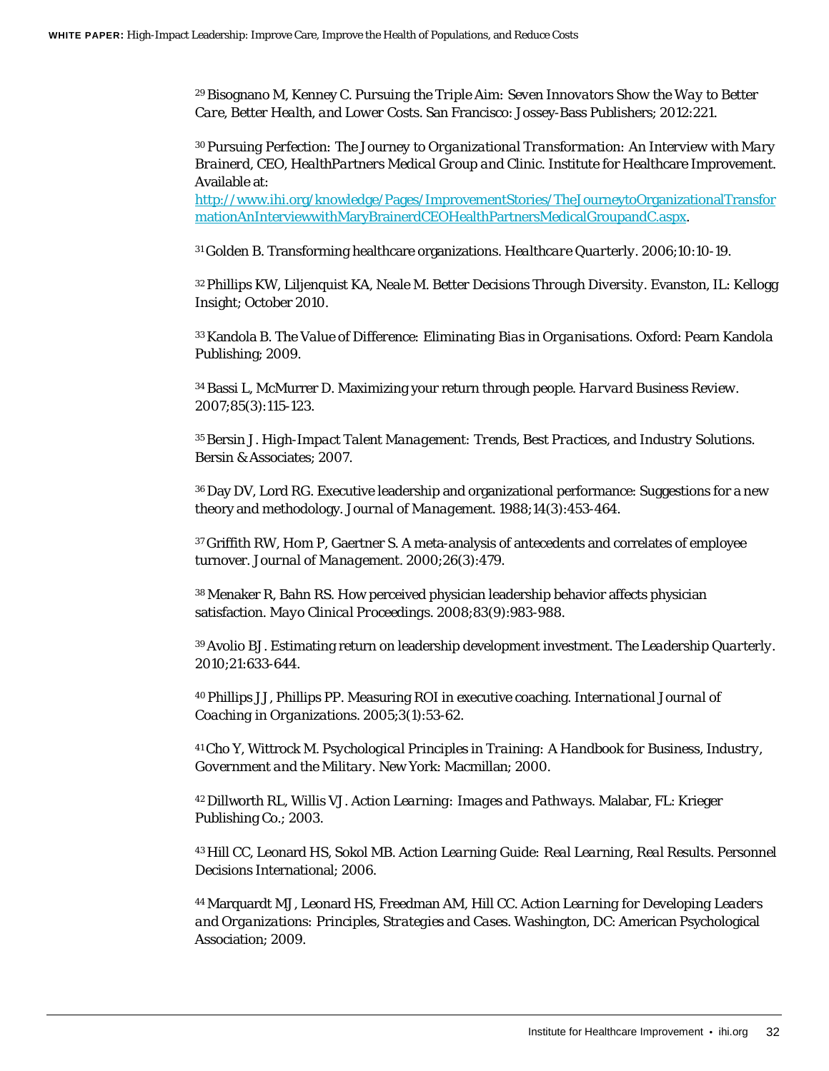[29] Bisognano M, Kenney C. *Pursuing the Triple Aim: Seven Innovators Show the Way to Better Care, Better Health, and Lower Costs*. San Francisco: Jossey-Bass Publishers; 2012:221.

[30] *Pursuing Perfection: The Journey to Organizational Transformation: An Interview with Mary Brainerd, CEO, HealthPartners Medical Group and Clinic*. Institute for Healthcare Improvement. Available at: [http://www.ihi.org/knowledge/Pages/ImprovementStories/TheJourneytoOrganizationalTransformationAnInterviewwithMaryBrainerdCEOHealthPartnersMedicalGroupandC.aspx](http://www.ihi.org/knowledge/Pages/ImprovementStories/TheJourneytoOrganizationalTransformationAnInterviewwithMaryBrainerdCEOHealthPartnersMedicalGroupandC.aspx).

[31] Golden B. Transforming healthcare organizations. *Healthcare Quarterly*. 2006;10:10-19.

[32] Phillips KW, Liljenquist KA, Neale M. *Better Decisions Through Diversity*. Evanston, IL: Kellogg Insight; October 2010.

[33] Kandola B. *The Value of Difference: Eliminating Bias in Organisations*. Oxford: Pearn Kandola Publishing; 2009.

[34] Bassi L, McMurrer D. Maximizing your return through people. *Harvard Business Review*. 2007;85(3):115-123.

[35] Bersin J. *High-Impact Talent Management: Trends, Best Practices, and Industry Solutions*. Bersin & Associates; 2007.

[36] Day DV, Lord RG. Executive leadership and organizational performance: Suggestions for a new theory and methodology. *Journal of Management*. 1988;14(3):453-464.

[37] Griffith RW, Hom P, Gaertner S. A meta-analysis of antecedents and correlates of employee turnover. *Journal of Management*. 2000;26(3):479.

[38] Menaker R, Bahn RS. How perceived physician leadership behavior affects physician satisfaction. *Mayo Clinical Proceedings*. 2008;83(9):983-988.

[39] Avolio BJ. Estimating return on leadership development investment. *The Leadership Quarterly*. 2010;21:633-644.

[40] Phillips JJ, Phillips PP. Measuring ROI in executive coaching. *International Journal of Coaching in Organizations*. 2005;3(1):53-62.

[41] Cho Y, Wittrock M. *Psychological Principles in Training: A Handbook for Business, Industry, Government and the Military*. New York: Macmillan; 2000.

[42] Dillworth RL, Willis VJ. *Action Learning: Images and Pathways*. Malabar, FL: Krieger Publishing Co.; 2003.

[43] Hill CC, Leonard HS, Sokol MB. *Action Learning Guide: Real Learning, Real Results*. Personnel Decisions International; 2006.

[44] Marquardt MJ, Leonard HS, Freedman AM, Hill CC. *Action Learning for Developing Leaders and Organizations: Principles, Strategies and Cases*. Washington, DC: American Psychological Association; 2009.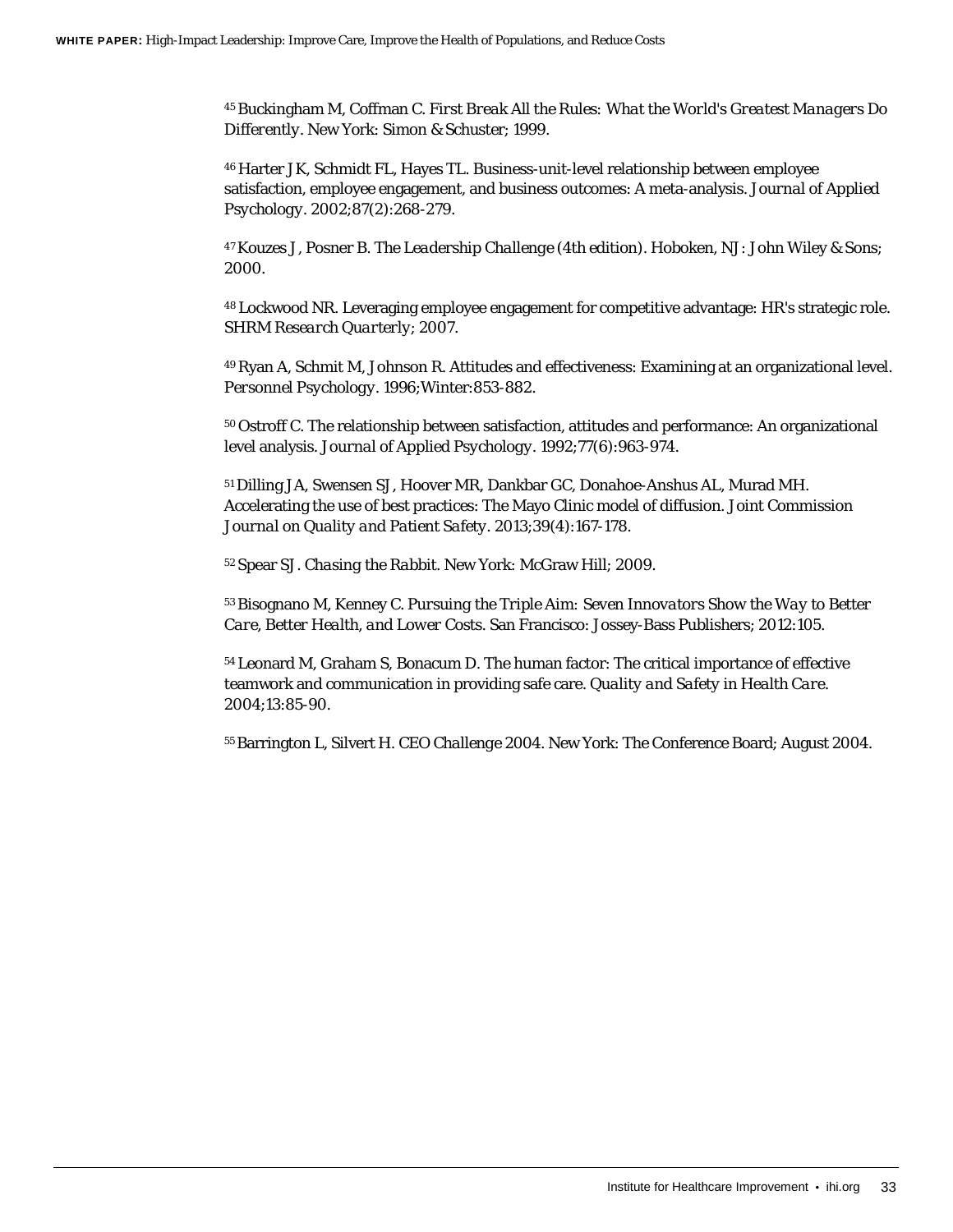[45] Buckingham M, Coffman C. *First Break All the Rules: What the World's Greatest Managers Do Differently*. New York: Simon & Schuster; 1999.

[46] Harter JK, Schmidt FL, Hayes TL. Business-unit-level relationship between employee satisfaction, employee engagement, and business outcomes: A meta-analysis. *Journal of Applied Psychology*. 2002;87(2):268-279.

[47] Kouzes J, Posner B. *The Leadership Challenge* (4th edition). Hoboken, NJ: John Wiley & Sons; 2000.

[48] Lockwood NR. Leveraging employee engagement for competitive advantage: HR's strategic role. *SHRM Research Quarterly*; 2007.

[49] Ryan A, Schmit M, Johnson R. Attitudes and effectiveness: Examining at an organizational level. *Personnel Psychology*. 1996;Winter:853-882.

[50] Ostroff C. The relationship between satisfaction, attitudes and performance: An organizational level analysis. *Journal of Applied Psychology*. 1992;77(6):963-974.

[51] Dilling JA, Swensen SJ, Hoover MR, Dankbar GC, Donahoe-Anshus AL, Murad MH. Accelerating the use of best practices: The Mayo Clinic model of diffusion. *Joint Commission Journal on Quality and Patient Safety*. 2013;39(4):167-178.

[52] Spear SJ. *Chasing the Rabbit*. New York: McGraw Hill; 2009.

[53] Bisognano M, Kenney C. *Pursuing the Triple Aim: Seven Innovators Show the Way to Better Care, Better Health, and Lower Costs*. San Francisco: Jossey-Bass Publishers; 2012:105.

[54] Leonard M, Graham S, Bonacum D. The human factor: The critical importance of effective teamwork and communication in providing safe care. *Quality and Safety in Health Care*. 2004;13:85-90.

[55] Barrington L, Silvert H. CEO Challenge 2004. New York: The Conference Board; August 2004.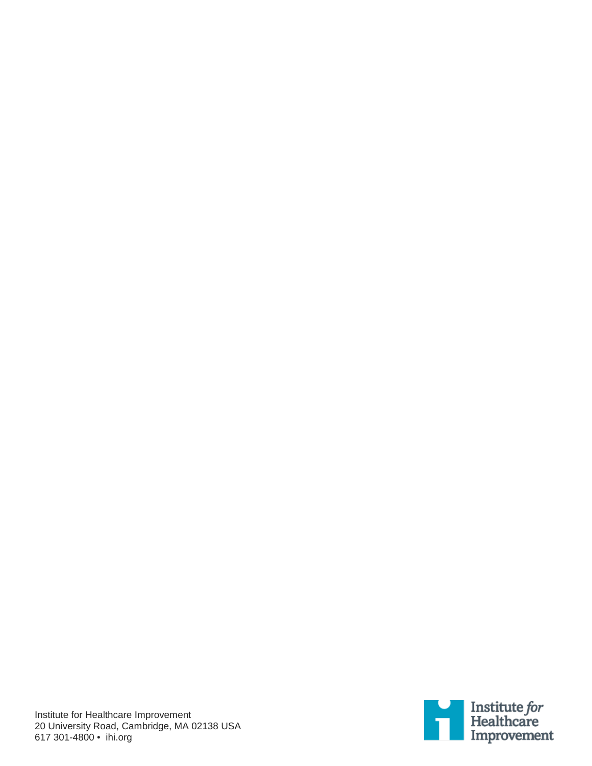Institute for Healthcare Improvement
20 University Road, Cambridge, MA 02138 USA
617 301-4800 • ihi.org

Institute *for* Healthcare Improvement